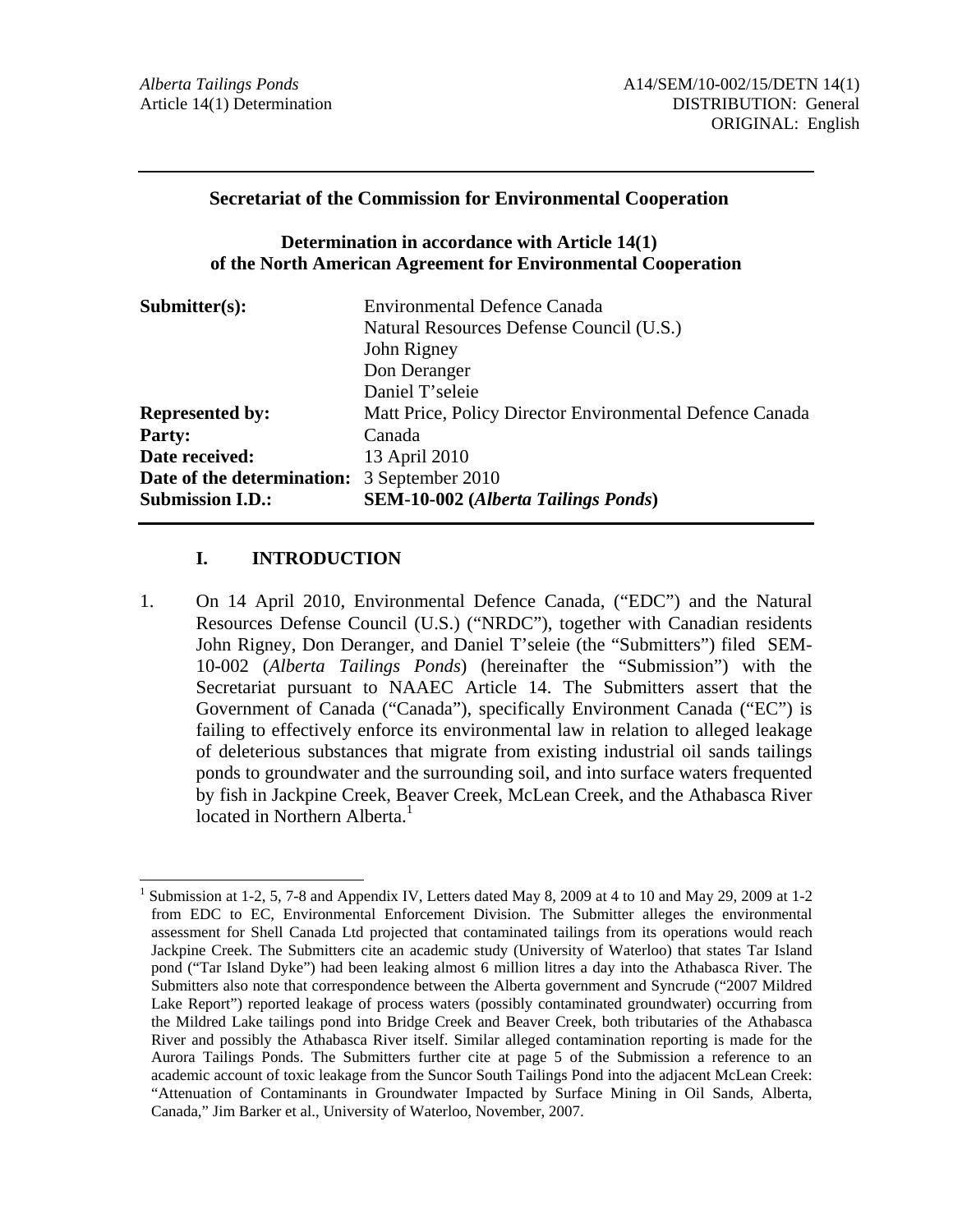*Alberta Tailings Ponds*
Article 14(1) Determination

A14/SEM/10-002/15/DETN 14(1)
DISTRIBUTION: General
ORIGINAL: English

---

**Secretariat of the Commission for Environmental Cooperation**

**Determination in accordance with Article 14(1) of the North American Agreement for Environmental Cooperation**

| | |
|---|---|
| **Submitter(s):** | Environmental Defence Canada<br>Natural Resources Defense Council (U.S.)<br>John Rigney<br>Don Deranger<br>Daniel T'seleie |
| **Represented by:** | Matt Price, Policy Director Environmental Defence Canada |
| **Party:** | Canada |
| **Date received:** | 13 April 2010 |
| **Date of the determination:** | 3 September 2010 |
| **Submission I.D.:** | **SEM-10-002 (*Alberta Tailings Ponds*)** |

## I. INTRODUCTION

1. On 14 April 2010, Environmental Defence Canada, ("EDC") and the Natural Resources Defense Council (U.S.) ("NRDC"), together with Canadian residents John Rigney, Don Deranger, and Daniel T'seleie (the "Submitters") filed SEM-10-002 (*Alberta Tailings Ponds*) (hereinafter the "Submission") with the Secretariat pursuant to NAAEC Article 14. The Submitters assert that the Government of Canada ("Canada"), specifically Environment Canada ("EC") is failing to effectively enforce its environmental law in relation to alleged leakage of deleterious substances that migrate from existing industrial oil sands tailings ponds to groundwater and the surrounding soil, and into surface waters frequented by fish in Jackpine Creek, Beaver Creek, McLean Creek, and the Athabasca River located in Northern Alberta.[1]

---

[1] Submission at 1-2, 5, 7-8 and Appendix IV, Letters dated May 8, 2009 at 4 to 10 and May 29, 2009 at 1-2 from EDC to EC, Environmental Enforcement Division. The Submitter alleges the environmental assessment for Shell Canada Ltd projected that contaminated tailings from its operations would reach Jackpine Creek. The Submitters cite an academic study (University of Waterloo) that states Tar Island pond ("Tar Island Dyke") had been leaking almost 6 million litres a day into the Athabasca River. The Submitters also note that correspondence between the Alberta government and Syncrude ("2007 Mildred Lake Report") reported leakage of process waters (possibly contaminated groundwater) occurring from the Mildred Lake tailings pond into Bridge Creek and Beaver Creek, both tributaries of the Athabasca River and possibly the Athabasca River itself. Similar alleged contamination reporting is made for the Aurora Tailings Ponds. The Submitters further cite at page 5 of the Submission a reference to an academic account of toxic leakage from the Suncor South Tailings Pond into the adjacent McLean Creek: "Attenuation of Contaminants in Groundwater Impacted by Surface Mining in Oil Sands, Alberta, Canada," Jim Barker et al., University of Waterloo, November, 2007.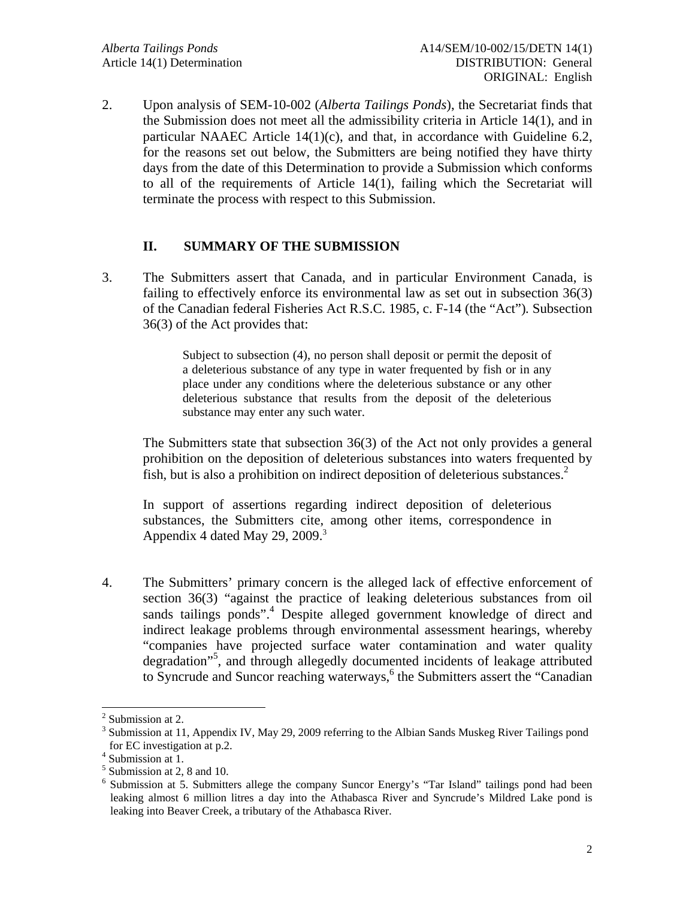2. Upon analysis of SEM-10-002 (*Alberta Tailings Ponds*), the Secretariat finds that the Submission does not meet all the admissibility criteria in Article 14(1), and in particular NAAEC Article 14(1)(c), and that, in accordance with Guideline 6.2, for the reasons set out below, the Submitters are being notified they have thirty days from the date of this Determination to provide a Submission which conforms to all of the requirements of Article 14(1), failing which the Secretariat will terminate the process with respect to this Submission.

## II. SUMMARY OF THE SUBMISSION

3. The Submitters assert that Canada, and in particular Environment Canada, is failing to effectively enforce its environmental law as set out in subsection 36(3) of the Canadian federal Fisheries Act R.S.C. 1985, c. F-14 (the "Act"). Subsection 36(3) of the Act provides that:

> Subject to subsection (4), no person shall deposit or permit the deposit of a deleterious substance of any type in water frequented by fish or in any place under any conditions where the deleterious substance or any other deleterious substance that results from the deposit of the deleterious substance may enter any such water.

The Submitters state that subsection 36(3) of the Act not only provides a general prohibition on the deposition of deleterious substances into waters frequented by fish, but is also a prohibition on indirect deposition of deleterious substances.[2]

In support of assertions regarding indirect deposition of deleterious substances, the Submitters cite, among other items, correspondence in Appendix 4 dated May 29, 2009.[3]

4. The Submitters' primary concern is the alleged lack of effective enforcement of section 36(3) "against the practice of leaking deleterious substances from oil sands tailings ponds".[4] Despite alleged government knowledge of direct and indirect leakage problems through environmental assessment hearings, whereby "companies have projected surface water contamination and water quality degradation"[5], and through allegedly documented incidents of leakage attributed to Syncrude and Suncor reaching waterways,[6] the Submitters assert the "Canadian

---

[2] Submission at 2.

[3] Submission at 11, Appendix IV, May 29, 2009 referring to the Albian Sands Muskeg River Tailings pond for EC investigation at p.2.

[4] Submission at 1.

[5] Submission at 2, 8 and 10.

[6] Submission at 5. Submitters allege the company Suncor Energy's "Tar Island" tailings pond had been leaking almost 6 million litres a day into the Athabasca River and Syncrude's Mildred Lake pond is leaking into Beaver Creek, a tributary of the Athabasca River.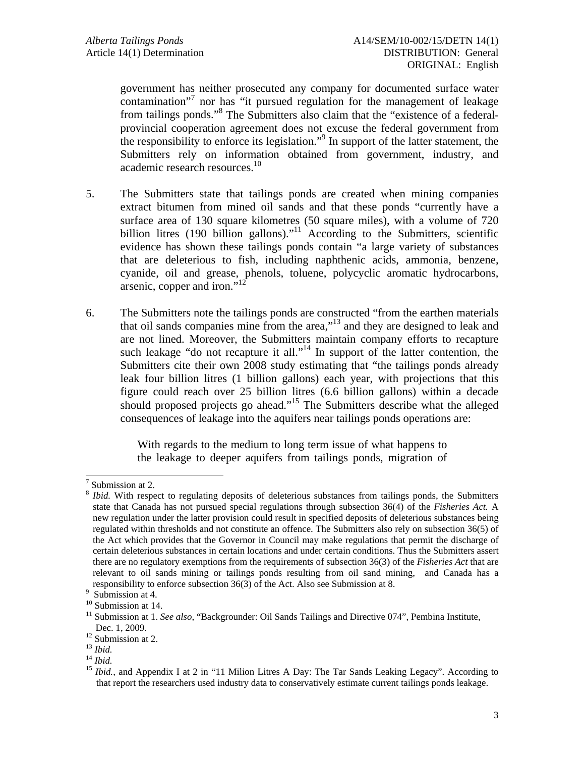government has neither prosecuted any company for documented surface water contamination"[7] nor has "it pursued regulation for the management of leakage from tailings ponds."[8] The Submitters also claim that the "existence of a federal-provincial cooperation agreement does not excuse the federal government from the responsibility to enforce its legislation."[9] In support of the latter statement, the Submitters rely on information obtained from government, industry, and academic research resources.[10]

5. The Submitters state that tailings ponds are created when mining companies extract bitumen from mined oil sands and that these ponds "currently have a surface area of 130 square kilometres (50 square miles), with a volume of 720 billion litres (190 billion gallons)."[11] According to the Submitters, scientific evidence has shown these tailings ponds contain "a large variety of substances that are deleterious to fish, including naphthenic acids, ammonia, benzene, cyanide, oil and grease, phenols, toluene, polycyclic aromatic hydrocarbons, arsenic, copper and iron."[12]

6. The Submitters note the tailings ponds are constructed "from the earthen materials that oil sands companies mine from the area,"[13] and they are designed to leak and are not lined. Moreover, the Submitters maintain company efforts to recapture such leakage "do not recapture it all."[14] In support of the latter contention, the Submitters cite their own 2008 study estimating that "the tailings ponds already leak four billion litres (1 billion gallons) each year, with projections that this figure could reach over 25 billion litres (6.6 billion gallons) within a decade should proposed projects go ahead."[15] The Submitters describe what the alleged consequences of leakage into the aquifers near tailings ponds operations are:

> With regards to the medium to long term issue of what happens to the leakage to deeper aquifers from tailings ponds, migration of

---

[7] Submission at 2.

[8] *Ibid.* With respect to regulating deposits of deleterious substances from tailings ponds, the Submitters state that Canada has not pursued special regulations through subsection 36(4) of the *Fisheries Act.* A new regulation under the latter provision could result in specified deposits of deleterious substances being regulated within thresholds and not constitute an offence. The Submitters also rely on subsection 36(5) of the Act which provides that the Governor in Council may make regulations that permit the discharge of certain deleterious substances in certain locations and under certain conditions. Thus the Submitters assert there are no regulatory exemptions from the requirements of subsection 36(3) of the *Fisheries Act* that are relevant to oil sands mining or tailings ponds resulting from oil sand mining, and Canada has a responsibility to enforce subsection 36(3) of the Act. Also see Submission at 8.

[9] Submission at 4.

[10] Submission at 14.

[11] Submission at 1. *See also*, "Backgrounder: Oil Sands Tailings and Directive 074", Pembina Institute, Dec. 1, 2009.

[12] Submission at 2.

[13] *Ibid.*

[14] *Ibid.*

[15] *Ibid.*, and Appendix I at 2 in "11 Milion Litres A Day: The Tar Sands Leaking Legacy". According to that report the researchers used industry data to conservatively estimate current tailings ponds leakage.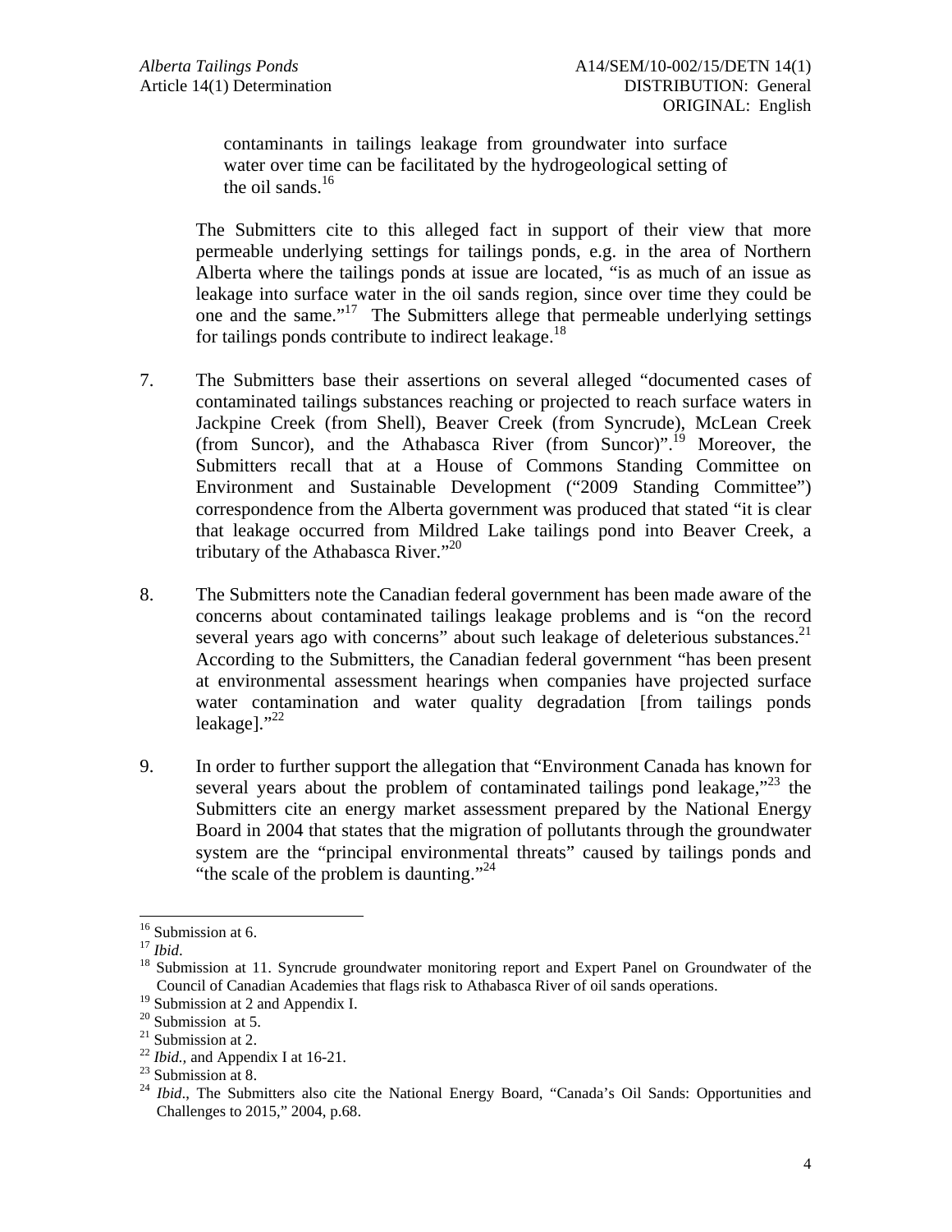> contaminants in tailings leakage from groundwater into surface water over time can be facilitated by the hydrogeological setting of the oil sands.[16]

The Submitters cite to this alleged fact in support of their view that more permeable underlying settings for tailings ponds, e.g. in the area of Northern Alberta where the tailings ponds at issue are located, "is as much of an issue as leakage into surface water in the oil sands region, since over time they could be one and the same."[17] The Submitters allege that permeable underlying settings for tailings ponds contribute to indirect leakage.[18]

7. The Submitters base their assertions on several alleged "documented cases of contaminated tailings substances reaching or projected to reach surface waters in Jackpine Creek (from Shell), Beaver Creek (from Syncrude), McLean Creek (from Suncor), and the Athabasca River (from Suncor)".[19] Moreover, the Submitters recall that at a House of Commons Standing Committee on Environment and Sustainable Development ("2009 Standing Committee") correspondence from the Alberta government was produced that stated "it is clear that leakage occurred from Mildred Lake tailings pond into Beaver Creek, a tributary of the Athabasca River."[20]

8. The Submitters note the Canadian federal government has been made aware of the concerns about contaminated tailings leakage problems and is "on the record several years ago with concerns" about such leakage of deleterious substances.[21] According to the Submitters, the Canadian federal government "has been present at environmental assessment hearings when companies have projected surface water contamination and water quality degradation [from tailings ponds leakage]."[22]

9. In order to further support the allegation that "Environment Canada has known for several years about the problem of contaminated tailings pond leakage,"[23] the Submitters cite an energy market assessment prepared by the National Energy Board in 2004 that states that the migration of pollutants through the groundwater system are the "principal environmental threats" caused by tailings ponds and "the scale of the problem is daunting."[24]

---

[16] Submission at 6.

[17] *Ibid*.

[18] Submission at 11. Syncrude groundwater monitoring report and Expert Panel on Groundwater of the Council of Canadian Academies that flags risk to Athabasca River of oil sands operations.

[19] Submission at 2 and Appendix I.

[20] Submission at 5.

[21] Submission at 2.

[22] *Ibid.*, and Appendix I at 16-21.

[23] Submission at 8.

[24] *Ibid*., The Submitters also cite the National Energy Board, "Canada's Oil Sands: Opportunities and Challenges to 2015," 2004, p.68.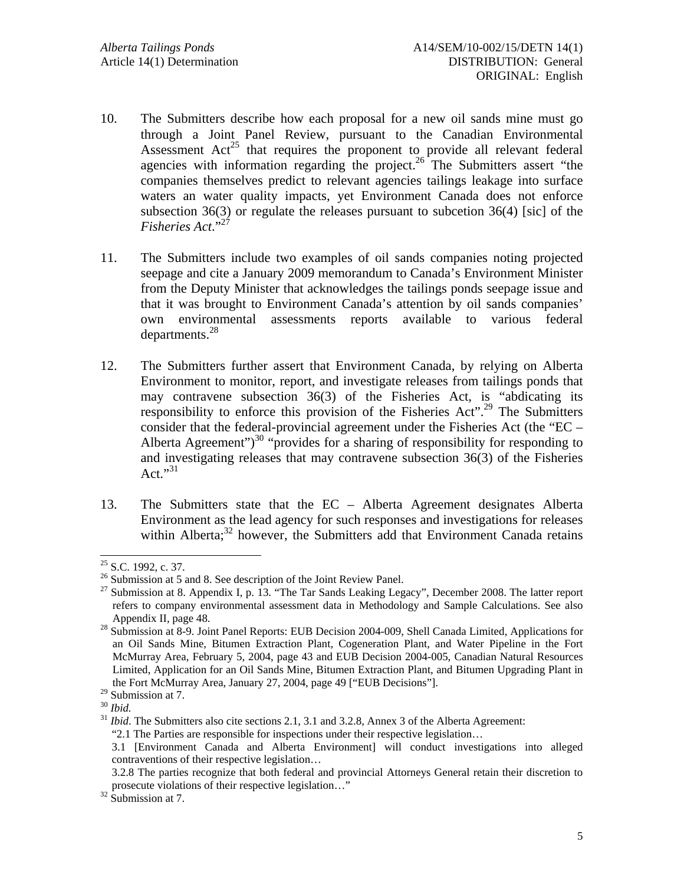10. The Submitters describe how each proposal for a new oil sands mine must go through a Joint Panel Review, pursuant to the Canadian Environmental Assessment Act[25] that requires the proponent to provide all relevant federal agencies with information regarding the project.[26] The Submitters assert "the companies themselves predict to relevant agencies tailings leakage into surface waters an water quality impacts, yet Environment Canada does not enforce subsection 36(3) or regulate the releases pursuant to subcetion 36(4) [sic] of the *Fisheries Act*."[27]

11. The Submitters include two examples of oil sands companies noting projected seepage and cite a January 2009 memorandum to Canada's Environment Minister from the Deputy Minister that acknowledges the tailings ponds seepage issue and that it was brought to Environment Canada's attention by oil sands companies' own environmental assessments reports available to various federal departments.[28]

12. The Submitters further assert that Environment Canada, by relying on Alberta Environment to monitor, report, and investigate releases from tailings ponds that may contravene subsection 36(3) of the Fisheries Act, is "abdicating its responsibility to enforce this provision of the Fisheries Act".[29] The Submitters consider that the federal-provincial agreement under the Fisheries Act (the "EC – Alberta Agreement")[30] "provides for a sharing of responsibility for responding to and investigating releases that may contravene subsection 36(3) of the Fisheries Act."[31]

13. The Submitters state that the EC – Alberta Agreement designates Alberta Environment as the lead agency for such responses and investigations for releases within Alberta;[32] however, the Submitters add that Environment Canada retains

---

[25] S.C. 1992, c. 37.

[26] Submission at 5 and 8. See description of the Joint Review Panel.

[27] Submission at 8. Appendix I, p. 13. "The Tar Sands Leaking Legacy", December 2008. The latter report refers to company environmental assessment data in Methodology and Sample Calculations. See also Appendix II, page 48.

[28] Submission at 8-9. Joint Panel Reports: EUB Decision 2004-009, Shell Canada Limited, Applications for an Oil Sands Mine, Bitumen Extraction Plant, Cogeneration Plant, and Water Pipeline in the Fort McMurray Area, February 5, 2004, page 43 and EUB Decision 2004-005, Canadian Natural Resources Limited, Application for an Oil Sands Mine, Bitumen Extraction Plant, and Bitumen Upgrading Plant in the Fort McMurray Area, January 27, 2004, page 49 ["EUB Decisions"].

[29] Submission at 7.

[30] *Ibid.*

[31] *Ibid*. The Submitters also cite sections 2.1, 3.1 and 3.2.8, Annex 3 of the Alberta Agreement:

"2.1 The Parties are responsible for inspections under their respective legislation…

3.1 [Environment Canada and Alberta Environment] will conduct investigations into alleged contraventions of their respective legislation…

3.2.8 The parties recognize that both federal and provincial Attorneys General retain their discretion to prosecute violations of their respective legislation…"

[32] Submission at 7.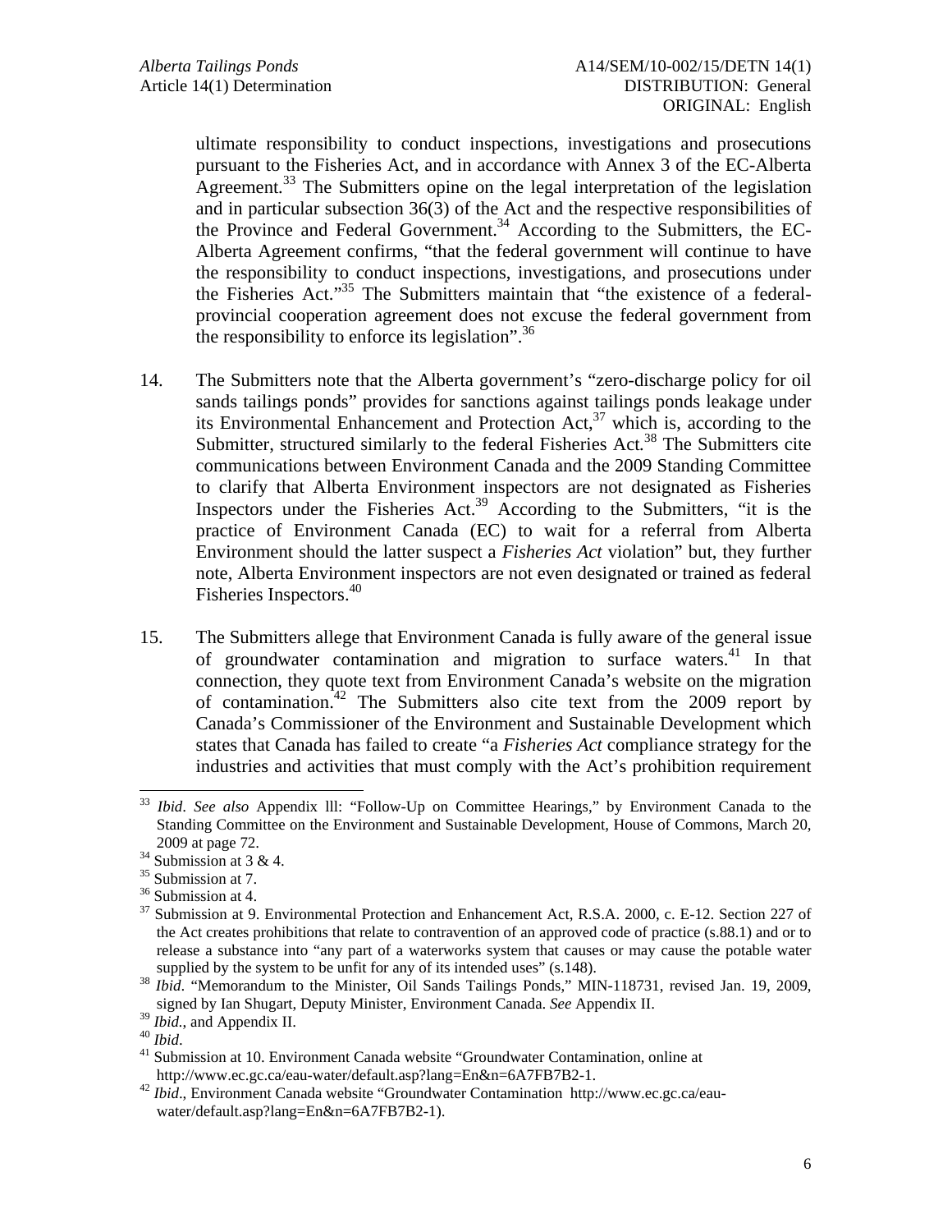ultimate responsibility to conduct inspections, investigations and prosecutions pursuant to the Fisheries Act, and in accordance with Annex 3 of the EC-Alberta Agreement.[33] The Submitters opine on the legal interpretation of the legislation and in particular subsection 36(3) of the Act and the respective responsibilities of the Province and Federal Government.[34] According to the Submitters, the EC-Alberta Agreement confirms, "that the federal government will continue to have the responsibility to conduct inspections, investigations, and prosecutions under the Fisheries Act."[35] The Submitters maintain that "the existence of a federal-provincial cooperation agreement does not excuse the federal government from the responsibility to enforce its legislation".[36]

14. The Submitters note that the Alberta government's "zero-discharge policy for oil sands tailings ponds" provides for sanctions against tailings ponds leakage under its Environmental Enhancement and Protection Act,[37] which is, according to the Submitter, structured similarly to the federal Fisheries Act.[38] The Submitters cite communications between Environment Canada and the 2009 Standing Committee to clarify that Alberta Environment inspectors are not designated as Fisheries Inspectors under the Fisheries Act.[39] According to the Submitters, "it is the practice of Environment Canada (EC) to wait for a referral from Alberta Environment should the latter suspect a *Fisheries Act* violation" but, they further note, Alberta Environment inspectors are not even designated or trained as federal Fisheries Inspectors.[40]

15. The Submitters allege that Environment Canada is fully aware of the general issue of groundwater contamination and migration to surface waters.[41] In that connection, they quote text from Environment Canada's website on the migration of contamination.[42] The Submitters also cite text from the 2009 report by Canada's Commissioner of the Environment and Sustainable Development which states that Canada has failed to create "a *Fisheries Act* compliance strategy for the industries and activities that must comply with the Act's prohibition requirement

---

[33] *Ibid*. *See also* Appendix lll: "Follow-Up on Committee Hearings," by Environment Canada to the Standing Committee on the Environment and Sustainable Development, House of Commons, March 20, 2009 at page 72.

[34] Submission at 3 & 4.

[35] Submission at 7.

[36] Submission at 4.

[37] Submission at 9. Environmental Protection and Enhancement Act, R.S.A. 2000, c. E-12. Section 227 of the Act creates prohibitions that relate to contravention of an approved code of practice (s.88.1) and or to release a substance into "any part of a waterworks system that causes or may cause the potable water supplied by the system to be unfit for any of its intended uses" (s.148).

[38] *Ibid*. "Memorandum to the Minister, Oil Sands Tailings Ponds," MIN-118731, revised Jan. 19, 2009, signed by Ian Shugart, Deputy Minister, Environment Canada. *See* Appendix II.

[39] *Ibid.*, and Appendix II.

[40] *Ibid*.

[41] Submission at 10. Environment Canada website "Groundwater Contamination, online at http://www.ec.gc.ca/eau-water/default.asp?lang=En&n=6A7FB7B2-1.

[42] *Ibid*., Environment Canada website "Groundwater Contamination http://www.ec.gc.ca/eau-water/default.asp?lang=En&n=6A7FB7B2-1).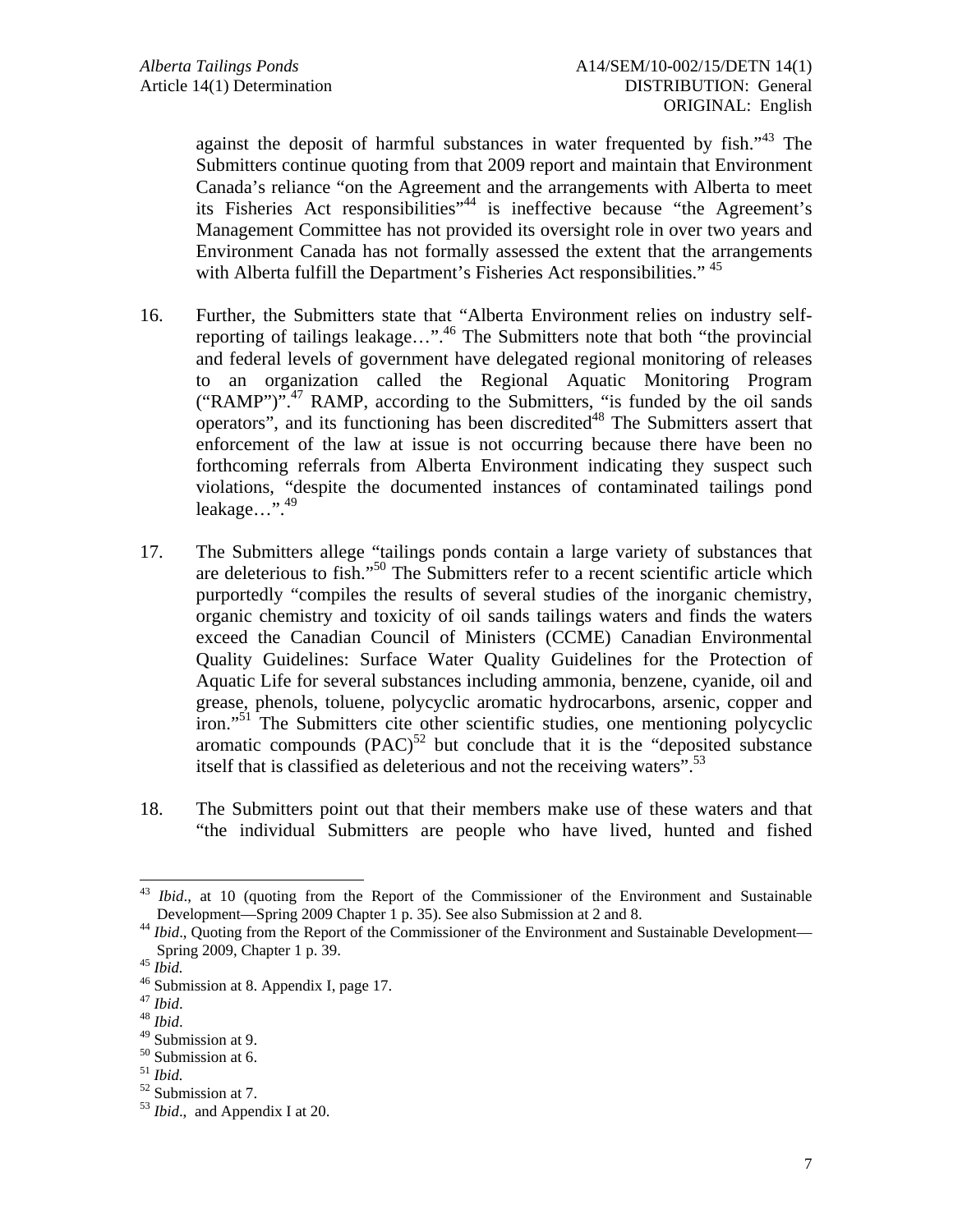against the deposit of harmful substances in water frequented by fish."[43] The Submitters continue quoting from that 2009 report and maintain that Environment Canada's reliance "on the Agreement and the arrangements with Alberta to meet its Fisheries Act responsibilities"[44] is ineffective because "the Agreement's Management Committee has not provided its oversight role in over two years and Environment Canada has not formally assessed the extent that the arrangements with Alberta fulfill the Department's Fisheries Act responsibilities." [45]

16. Further, the Submitters state that "Alberta Environment relies on industry self-reporting of tailings leakage…".[46] The Submitters note that both "the provincial and federal levels of government have delegated regional monitoring of releases to an organization called the Regional Aquatic Monitoring Program ("RAMP")".[47] RAMP, according to the Submitters, "is funded by the oil sands operators", and its functioning has been discredited[48] The Submitters assert that enforcement of the law at issue is not occurring because there have been no forthcoming referrals from Alberta Environment indicating they suspect such violations, "despite the documented instances of contaminated tailings pond leakage…".[49]

17. The Submitters allege "tailings ponds contain a large variety of substances that are deleterious to fish."[50] The Submitters refer to a recent scientific article which purportedly "compiles the results of several studies of the inorganic chemistry, organic chemistry and toxicity of oil sands tailings waters and finds the waters exceed the Canadian Council of Ministers (CCME) Canadian Environmental Quality Guidelines: Surface Water Quality Guidelines for the Protection of Aquatic Life for several substances including ammonia, benzene, cyanide, oil and grease, phenols, toluene, polycyclic aromatic hydrocarbons, arsenic, copper and iron."[51] The Submitters cite other scientific studies, one mentioning polycyclic aromatic compounds (PAC)[52] but conclude that it is the "deposited substance itself that is classified as deleterious and not the receiving waters".[53]

18. The Submitters point out that their members make use of these waters and that "the individual Submitters are people who have lived, hunted and fished

---

[43] *Ibid*., at 10 (quoting from the Report of the Commissioner of the Environment and Sustainable Development—Spring 2009 Chapter 1 p. 35). See also Submission at 2 and 8.

[44] *Ibid*., Quoting from the Report of the Commissioner of the Environment and Sustainable Development—Spring 2009, Chapter 1 p. 39.

[45] *Ibid.*

[46] Submission at 8. Appendix I, page 17.

[47] *Ibid*.

[48] *Ibid*.

[49] Submission at 9.

[50] Submission at 6.

[51] *Ibid.*

[52] Submission at 7.

[53] *Ibid*., and Appendix I at 20.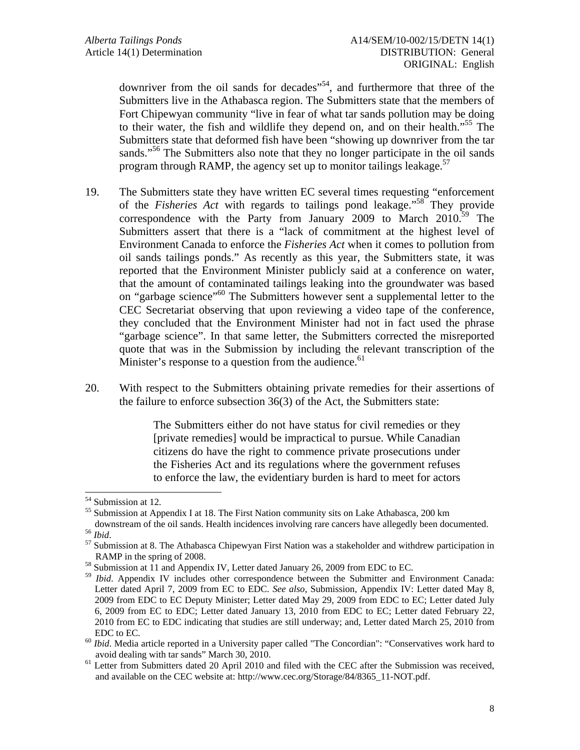downriver from the oil sands for decades"[54], and furthermore that three of the Submitters live in the Athabasca region. The Submitters state that the members of Fort Chipewyan community "live in fear of what tar sands pollution may be doing to their water, the fish and wildlife they depend on, and on their health."[55] The Submitters state that deformed fish have been "showing up downriver from the tar sands."[56] The Submitters also note that they no longer participate in the oil sands program through RAMP, the agency set up to monitor tailings leakage.[57]

19. The Submitters state they have written EC several times requesting "enforcement of the *Fisheries Act* with regards to tailings pond leakage."[58] They provide correspondence with the Party from January 2009 to March 2010.[59] The Submitters assert that there is a "lack of commitment at the highest level of Environment Canada to enforce the *Fisheries Act* when it comes to pollution from oil sands tailings ponds." As recently as this year, the Submitters state, it was reported that the Environment Minister publicly said at a conference on water, that the amount of contaminated tailings leaking into the groundwater was based on "garbage science"[60] The Submitters however sent a supplemental letter to the CEC Secretariat observing that upon reviewing a video tape of the conference, they concluded that the Environment Minister had not in fact used the phrase "garbage science". In that same letter, the Submitters corrected the misreported quote that was in the Submission by including the relevant transcription of the Minister's response to a question from the audience.[61]

20. With respect to the Submitters obtaining private remedies for their assertions of the failure to enforce subsection 36(3) of the Act, the Submitters state:

> The Submitters either do not have status for civil remedies or they [private remedies] would be impractical to pursue. While Canadian citizens do have the right to commence private prosecutions under the Fisheries Act and its regulations where the government refuses to enforce the law, the evidentiary burden is hard to meet for actors

---

[54] Submission at 12.

[55] Submission at Appendix I at 18. The First Nation community sits on Lake Athabasca, 200 km downstream of the oil sands. Health incidences involving rare cancers have allegedly been documented.

[56] *Ibid*.

[57] Submission at 8. The Athabasca Chipewyan First Nation was a stakeholder and withdrew participation in RAMP in the spring of 2008.

[58] Submission at 11 and Appendix IV, Letter dated January 26, 2009 from EDC to EC.

[59] *Ibid*. Appendix IV includes other correspondence between the Submitter and Environment Canada: Letter dated April 7, 2009 from EC to EDC. *See also*, Submission, Appendix IV: Letter dated May 8, 2009 from EDC to EC Deputy Minister; Letter dated May 29, 2009 from EDC to EC; Letter dated July 6, 2009 from EC to EDC; Letter dated January 13, 2010 from EDC to EC; Letter dated February 22, 2010 from EC to EDC indicating that studies are still underway; and, Letter dated March 25, 2010 from EDC to EC.

[60] *Ibid*. Media article reported in a University paper called "The Concordian": "Conservatives work hard to avoid dealing with tar sands" March 30, 2010.

[61] Letter from Submitters dated 20 April 2010 and filed with the CEC after the Submission was received, and available on the CEC website at: http://www.cec.org/Storage/84/8365_11-NOT.pdf.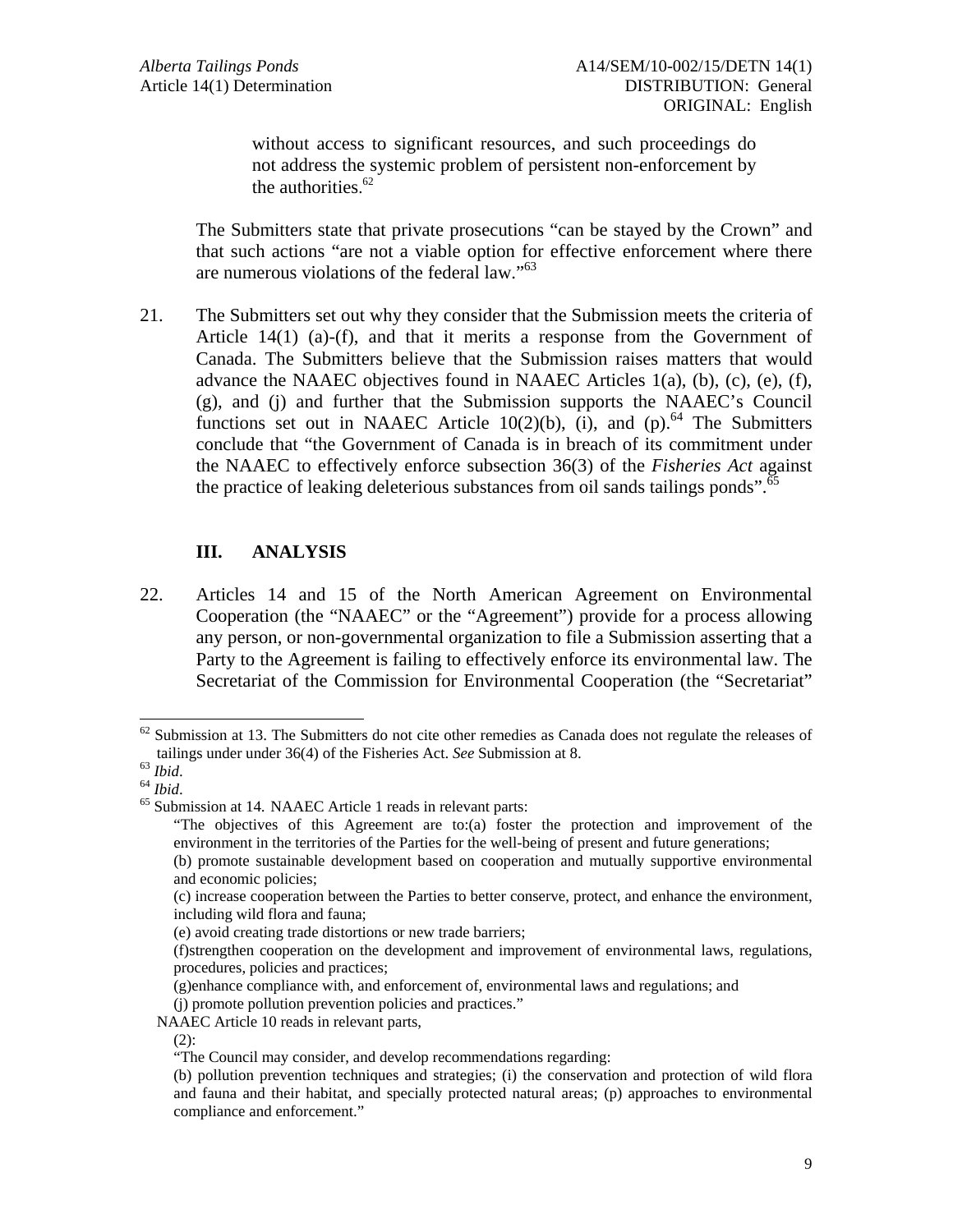without access to significant resources, and such proceedings do not address the systemic problem of persistent non-enforcement by the authorities.[62]

The Submitters state that private prosecutions "can be stayed by the Crown" and that such actions "are not a viable option for effective enforcement where there are numerous violations of the federal law."[63]

21. The Submitters set out why they consider that the Submission meets the criteria of Article 14(1) (a)-(f), and that it merits a response from the Government of Canada. The Submitters believe that the Submission raises matters that would advance the NAAEC objectives found in NAAEC Articles 1(a), (b), (c), (e), (f), (g), and (j) and further that the Submission supports the NAAEC's Council functions set out in NAAEC Article 10(2)(b), (i), and (p).[64] The Submitters conclude that "the Government of Canada is in breach of its commitment under the NAAEC to effectively enforce subsection 36(3) of the *Fisheries Act* against the practice of leaking deleterious substances from oil sands tailings ponds".[65]

## III. ANALYSIS

22. Articles 14 and 15 of the North American Agreement on Environmental Cooperation (the "NAAEC" or the "Agreement") provide for a process allowing any person, or non-governmental organization to file a Submission asserting that a Party to the Agreement is failing to effectively enforce its environmental law. The Secretariat of the Commission for Environmental Cooperation (the "Secretariat"

---

[62] Submission at 13. The Submitters do not cite other remedies as Canada does not regulate the releases of tailings under under 36(4) of the Fisheries Act. *See* Submission at 8.

[63] *Ibid*.

[64] *Ibid*.

[65] Submission at 14. NAAEC Article 1 reads in relevant parts:

"The objectives of this Agreement are to:(a) foster the protection and improvement of the environment in the territories of the Parties for the well-being of present and future generations;

(b) promote sustainable development based on cooperation and mutually supportive environmental and economic policies;

(c) increase cooperation between the Parties to better conserve, protect, and enhance the environment, including wild flora and fauna;

(e) avoid creating trade distortions or new trade barriers;

(f)strengthen cooperation on the development and improvement of environmental laws, regulations, procedures, policies and practices;

(g)enhance compliance with, and enforcement of, environmental laws and regulations; and

(j) promote pollution prevention policies and practices."

NAAEC Article 10 reads in relevant parts,

(2):

"The Council may consider, and develop recommendations regarding:

(b) pollution prevention techniques and strategies; (i) the conservation and protection of wild flora and fauna and their habitat, and specially protected natural areas; (p) approaches to environmental compliance and enforcement."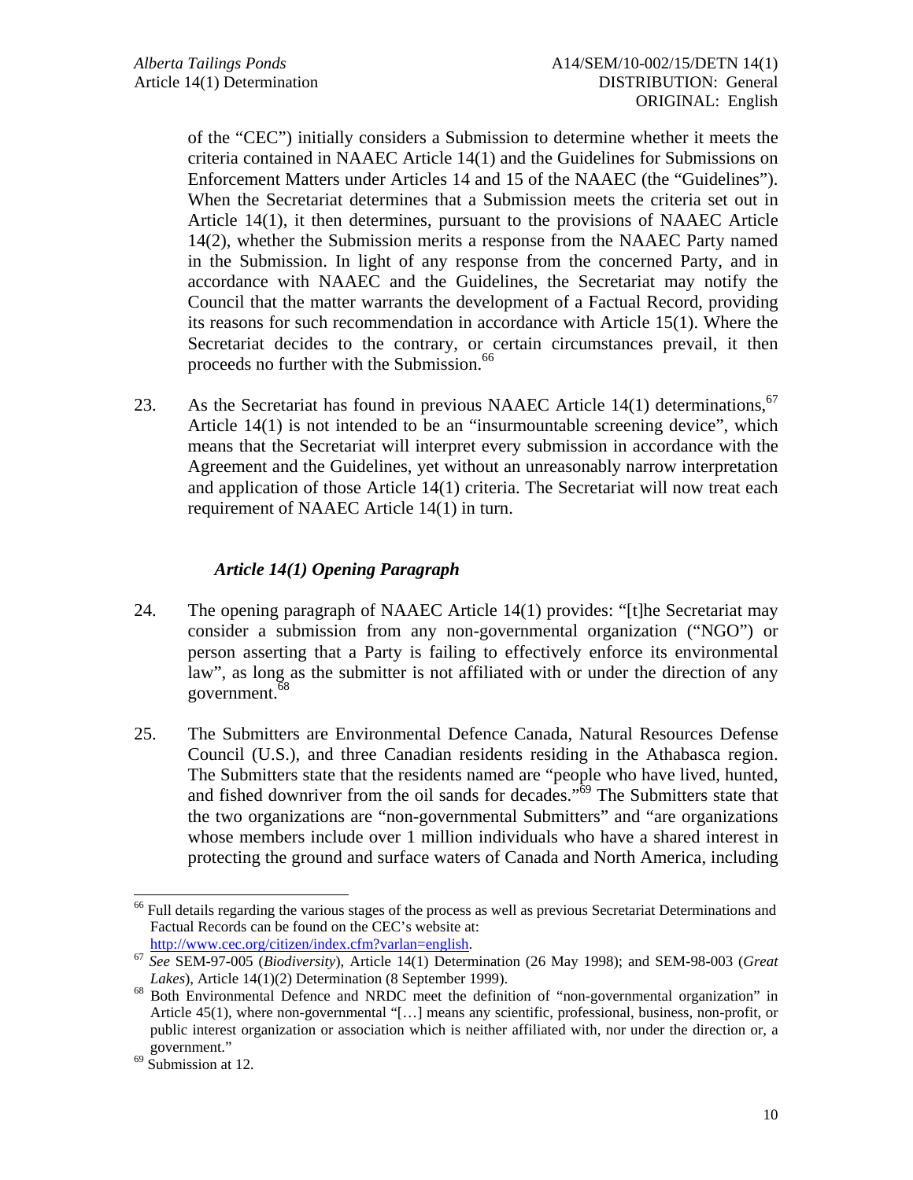of the "CEC") initially considers a Submission to determine whether it meets the criteria contained in NAAEC Article 14(1) and the Guidelines for Submissions on Enforcement Matters under Articles 14 and 15 of the NAAEC (the "Guidelines"). When the Secretariat determines that a Submission meets the criteria set out in Article 14(1), it then determines, pursuant to the provisions of NAAEC Article 14(2), whether the Submission merits a response from the NAAEC Party named in the Submission. In light of any response from the concerned Party, and in accordance with NAAEC and the Guidelines, the Secretariat may notify the Council that the matter warrants the development of a Factual Record, providing its reasons for such recommendation in accordance with Article 15(1). Where the Secretariat decides to the contrary, or certain circumstances prevail, it then proceeds no further with the Submission.[66]

23. As the Secretariat has found in previous NAAEC Article 14(1) determinations,[67] Article 14(1) is not intended to be an "insurmountable screening device", which means that the Secretariat will interpret every submission in accordance with the Agreement and the Guidelines, yet without an unreasonably narrow interpretation and application of those Article 14(1) criteria. The Secretariat will now treat each requirement of NAAEC Article 14(1) in turn.

### *Article 14(1) Opening Paragraph*

24. The opening paragraph of NAAEC Article 14(1) provides: "[t]he Secretariat may consider a submission from any non-governmental organization ("NGO") or person asserting that a Party is failing to effectively enforce its environmental law", as long as the submitter is not affiliated with or under the direction of any government.[68]

25. The Submitters are Environmental Defence Canada, Natural Resources Defense Council (U.S.), and three Canadian residents residing in the Athabasca region. The Submitters state that the residents named are "people who have lived, hunted, and fished downriver from the oil sands for decades."[69] The Submitters state that the two organizations are "non-governmental Submitters" and "are organizations whose members include over 1 million individuals who have a shared interest in protecting the ground and surface waters of Canada and North America, including

---

[66] Full details regarding the various stages of the process as well as previous Secretariat Determinations and Factual Records can be found on the CEC's website at: http://www.cec.org/citizen/index.cfm?varlan=english.

[67] *See* SEM-97-005 (*Biodiversity*), Article 14(1) Determination (26 May 1998); and SEM-98-003 (*Great Lakes*), Article 14(1)(2) Determination (8 September 1999).

[68] Both Environmental Defence and NRDC meet the definition of "non-governmental organization" in Article 45(1), where non-governmental "[…] means any scientific, professional, business, non-profit, or public interest organization or association which is neither affiliated with, nor under the direction or, a government."

[69] Submission at 12.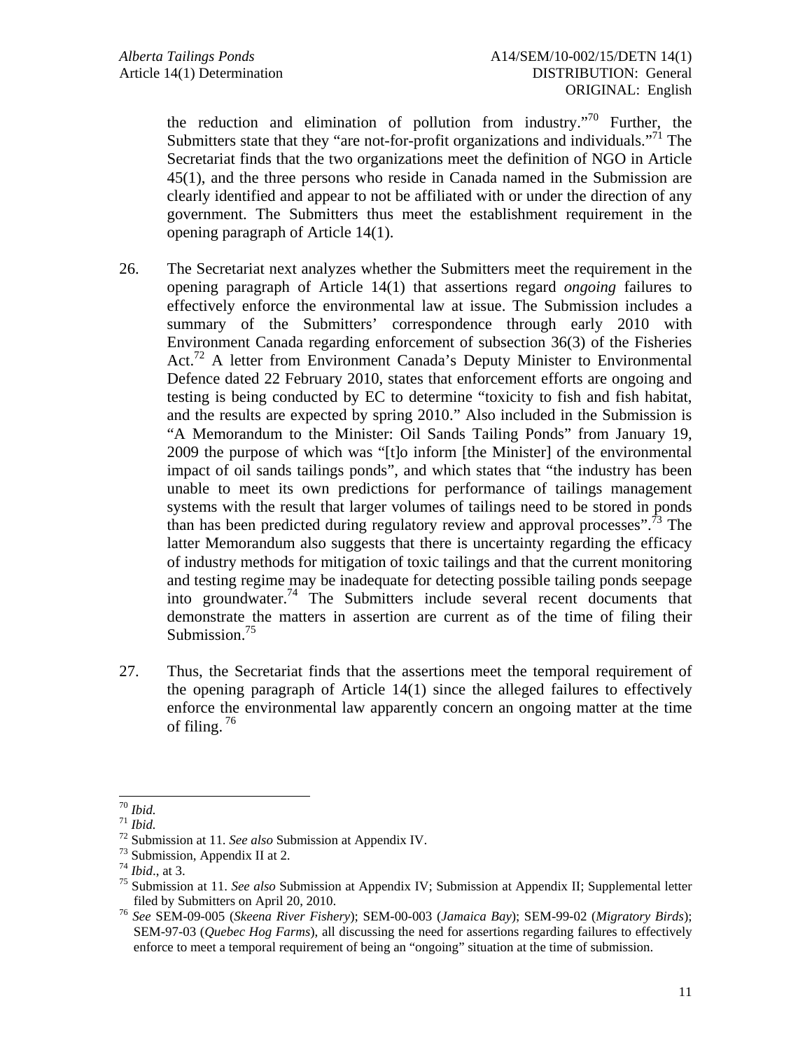the reduction and elimination of pollution from industry."[70] Further, the Submitters state that they "are not-for-profit organizations and individuals."[71] The Secretariat finds that the two organizations meet the definition of NGO in Article 45(1), and the three persons who reside in Canada named in the Submission are clearly identified and appear to not be affiliated with or under the direction of any government. The Submitters thus meet the establishment requirement in the opening paragraph of Article 14(1).

26. The Secretariat next analyzes whether the Submitters meet the requirement in the opening paragraph of Article 14(1) that assertions regard *ongoing* failures to effectively enforce the environmental law at issue. The Submission includes a summary of the Submitters' correspondence through early 2010 with Environment Canada regarding enforcement of subsection 36(3) of the Fisheries Act.[72] A letter from Environment Canada's Deputy Minister to Environmental Defence dated 22 February 2010, states that enforcement efforts are ongoing and testing is being conducted by EC to determine "toxicity to fish and fish habitat, and the results are expected by spring 2010." Also included in the Submission is "A Memorandum to the Minister: Oil Sands Tailing Ponds" from January 19, 2009 the purpose of which was "[t]o inform [the Minister] of the environmental impact of oil sands tailings ponds", and which states that "the industry has been unable to meet its own predictions for performance of tailings management systems with the result that larger volumes of tailings need to be stored in ponds than has been predicted during regulatory review and approval processes".[73] The latter Memorandum also suggests that there is uncertainty regarding the efficacy of industry methods for mitigation of toxic tailings and that the current monitoring and testing regime may be inadequate for detecting possible tailing ponds seepage into groundwater.[74] The Submitters include several recent documents that demonstrate the matters in assertion are current as of the time of filing their Submission.[75]

27. Thus, the Secretariat finds that the assertions meet the temporal requirement of the opening paragraph of Article 14(1) since the alleged failures to effectively enforce the environmental law apparently concern an ongoing matter at the time of filing.[76]

---

[70] *Ibid.*

[71] *Ibid.*

[72] Submission at 11. *See also* Submission at Appendix IV.

[73] Submission, Appendix II at 2.

[74] *Ibid*., at 3.

[75] Submission at 11. *See also* Submission at Appendix IV; Submission at Appendix II; Supplemental letter filed by Submitters on April 20, 2010.

[76] *See* SEM-09-005 (*Skeena River Fishery*); SEM-00-003 (*Jamaica Bay*); SEM-99-02 (*Migratory Birds*); SEM-97-03 (*Quebec Hog Farms*), all discussing the need for assertions regarding failures to effectively enforce to meet a temporal requirement of being an "ongoing" situation at the time of submission.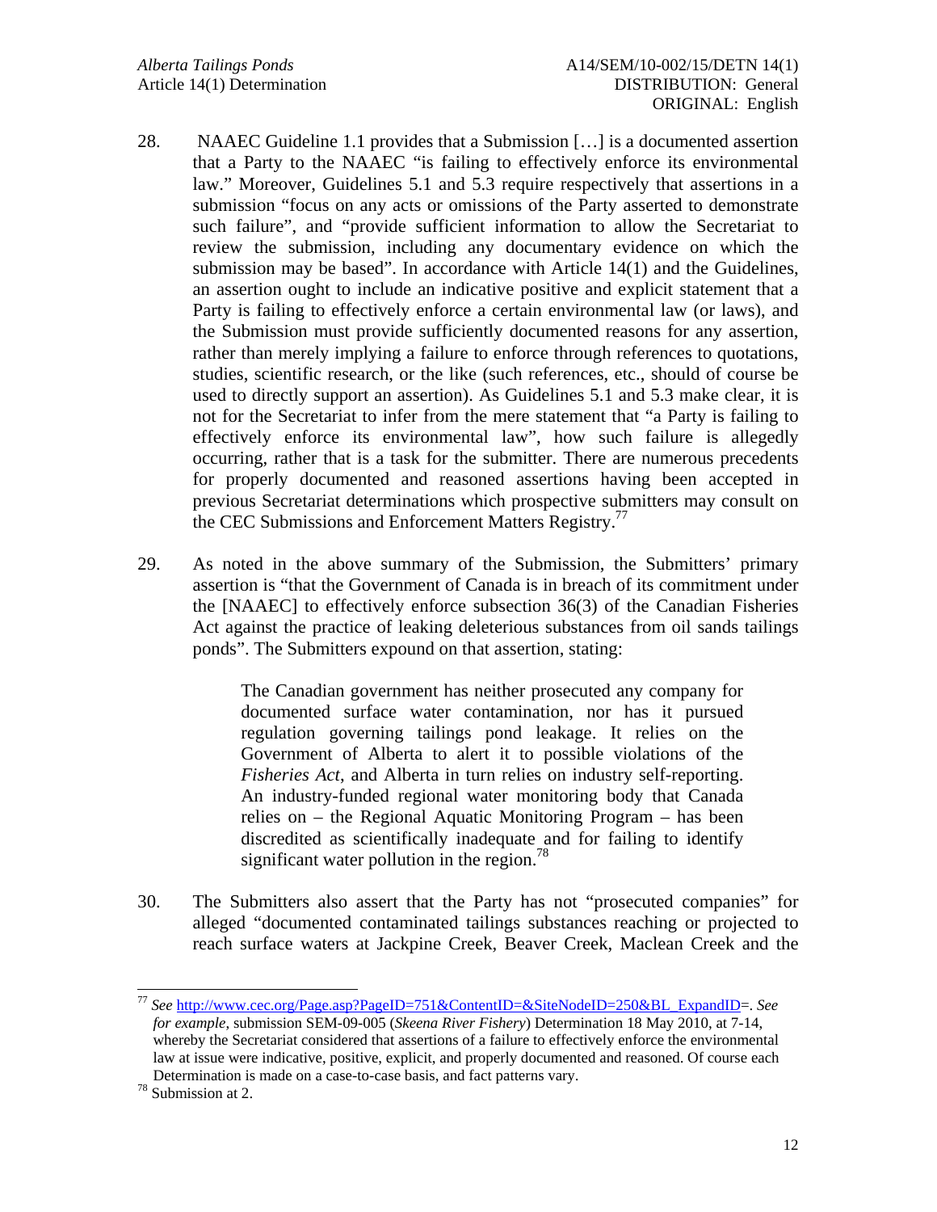28. NAAEC Guideline 1.1 provides that a Submission […] is a documented assertion that a Party to the NAAEC "is failing to effectively enforce its environmental law." Moreover, Guidelines 5.1 and 5.3 require respectively that assertions in a submission "focus on any acts or omissions of the Party asserted to demonstrate such failure", and "provide sufficient information to allow the Secretariat to review the submission, including any documentary evidence on which the submission may be based". In accordance with Article 14(1) and the Guidelines, an assertion ought to include an indicative positive and explicit statement that a Party is failing to effectively enforce a certain environmental law (or laws), and the Submission must provide sufficiently documented reasons for any assertion, rather than merely implying a failure to enforce through references to quotations, studies, scientific research, or the like (such references, etc., should of course be used to directly support an assertion). As Guidelines 5.1 and 5.3 make clear, it is not for the Secretariat to infer from the mere statement that "a Party is failing to effectively enforce its environmental law", how such failure is allegedly occurring, rather that is a task for the submitter. There are numerous precedents for properly documented and reasoned assertions having been accepted in previous Secretariat determinations which prospective submitters may consult on the CEC Submissions and Enforcement Matters Registry.[77]

29. As noted in the above summary of the Submission, the Submitters' primary assertion is "that the Government of Canada is in breach of its commitment under the [NAAEC] to effectively enforce subsection 36(3) of the Canadian Fisheries Act against the practice of leaking deleterious substances from oil sands tailings ponds". The Submitters expound on that assertion, stating:

> The Canadian government has neither prosecuted any company for documented surface water contamination, nor has it pursued regulation governing tailings pond leakage. It relies on the Government of Alberta to alert it to possible violations of the *Fisheries Act*, and Alberta in turn relies on industry self-reporting. An industry-funded regional water monitoring body that Canada relies on – the Regional Aquatic Monitoring Program – has been discredited as scientifically inadequate and for failing to identify significant water pollution in the region.[78]

30. The Submitters also assert that the Party has not "prosecuted companies" for alleged "documented contaminated tailings substances reaching or projected to reach surface waters at Jackpine Creek, Beaver Creek, Maclean Creek and the

---

[77] *See* http://www.cec.org/Page.asp?PageID=751&ContentID=&SiteNodeID=250&BL_ExpandID=. *See for example*, submission SEM-09-005 (*Skeena River Fishery*) Determination 18 May 2010, at 7-14, whereby the Secretariat considered that assertions of a failure to effectively enforce the environmental law at issue were indicative, positive, explicit, and properly documented and reasoned. Of course each Determination is made on a case-to-case basis, and fact patterns vary.

[78] Submission at 2.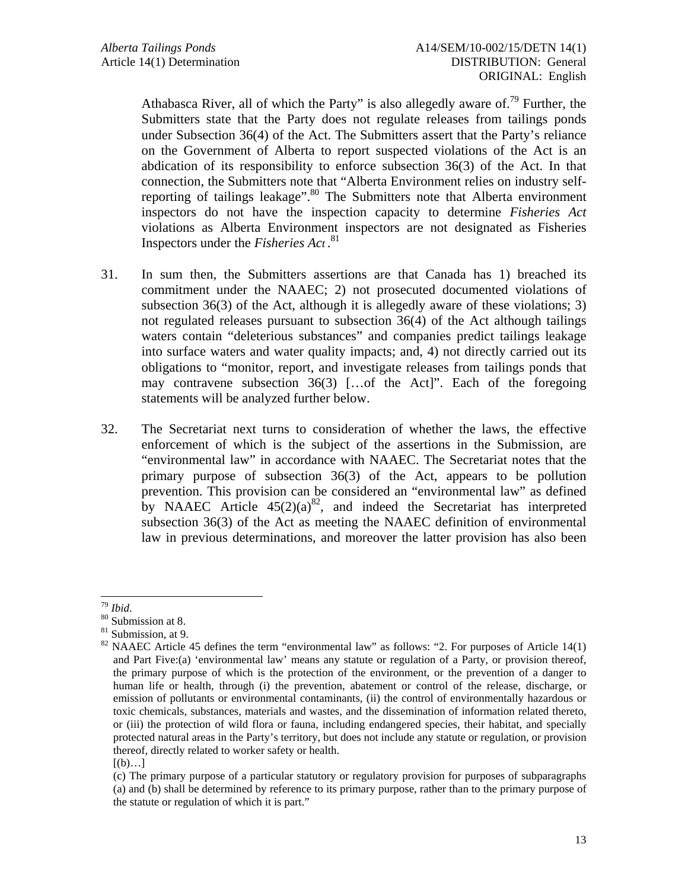Athabasca River, all of which the Party" is also allegedly aware of.[79] Further, the Submitters state that the Party does not regulate releases from tailings ponds under Subsection 36(4) of the Act. The Submitters assert that the Party's reliance on the Government of Alberta to report suspected violations of the Act is an abdication of its responsibility to enforce subsection 36(3) of the Act. In that connection, the Submitters note that "Alberta Environment relies on industry self-reporting of tailings leakage".[80] The Submitters note that Alberta environment inspectors do not have the inspection capacity to determine *Fisheries Act* violations as Alberta Environment inspectors are not designated as Fisheries Inspectors under the *Fisheries Act*.[81]

31. In sum then, the Submitters assertions are that Canada has 1) breached its commitment under the NAAEC; 2) not prosecuted documented violations of subsection 36(3) of the Act, although it is allegedly aware of these violations; 3) not regulated releases pursuant to subsection 36(4) of the Act although tailings waters contain "deleterious substances" and companies predict tailings leakage into surface waters and water quality impacts; and, 4) not directly carried out its obligations to "monitor, report, and investigate releases from tailings ponds that may contravene subsection 36(3) […of the Act]". Each of the foregoing statements will be analyzed further below.

32. The Secretariat next turns to consideration of whether the laws, the effective enforcement of which is the subject of the assertions in the Submission, are "environmental law" in accordance with NAAEC. The Secretariat notes that the primary purpose of subsection 36(3) of the Act, appears to be pollution prevention. This provision can be considered an "environmental law" as defined by NAAEC Article 45(2)(a)[82], and indeed the Secretariat has interpreted subsection 36(3) of the Act as meeting the NAAEC definition of environmental law in previous determinations, and moreover the latter provision has also been

---

[79] *Ibid*.

[80] Submission at 8.

[81] Submission, at 9.

[82] NAAEC Article 45 defines the term "environmental law" as follows: "2. For purposes of Article 14(1) and Part Five:(a) 'environmental law' means any statute or regulation of a Party, or provision thereof, the primary purpose of which is the protection of the environment, or the prevention of a danger to human life or health, through (i) the prevention, abatement or control of the release, discharge, or emission of pollutants or environmental contaminants, (ii) the control of environmentally hazardous or toxic chemicals, substances, materials and wastes, and the dissemination of information related thereto, or (iii) the protection of wild flora or fauna, including endangered species, their habitat, and specially protected natural areas in the Party's territory, but does not include any statute or regulation, or provision thereof, directly related to worker safety or health.
[(b)…]
(c) The primary purpose of a particular statutory or regulatory provision for purposes of subparagraphs (a) and (b) shall be determined by reference to its primary purpose, rather than to the primary purpose of the statute or regulation of which it is part."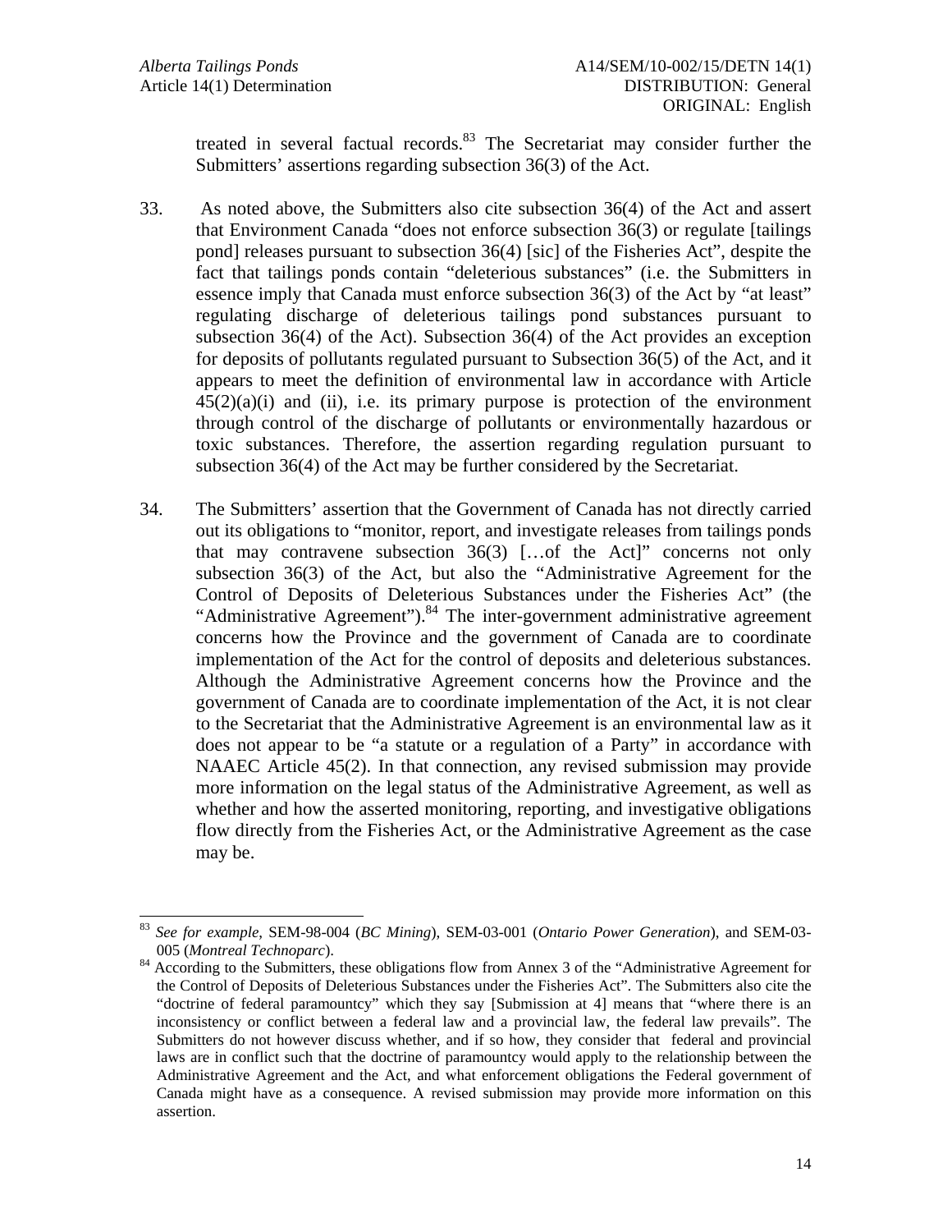treated in several factual records.[83] The Secretariat may consider further the Submitters' assertions regarding subsection 36(3) of the Act.

33. As noted above, the Submitters also cite subsection 36(4) of the Act and assert that Environment Canada "does not enforce subsection 36(3) or regulate [tailings pond] releases pursuant to subsection 36(4) [sic] of the Fisheries Act", despite the fact that tailings ponds contain "deleterious substances" (i.e. the Submitters in essence imply that Canada must enforce subsection 36(3) of the Act by "at least" regulating discharge of deleterious tailings pond substances pursuant to subsection 36(4) of the Act). Subsection 36(4) of the Act provides an exception for deposits of pollutants regulated pursuant to Subsection 36(5) of the Act, and it appears to meet the definition of environmental law in accordance with Article 45(2)(a)(i) and (ii), i.e. its primary purpose is protection of the environment through control of the discharge of pollutants or environmentally hazardous or toxic substances. Therefore, the assertion regarding regulation pursuant to subsection 36(4) of the Act may be further considered by the Secretariat.

34. The Submitters' assertion that the Government of Canada has not directly carried out its obligations to "monitor, report, and investigate releases from tailings ponds that may contravene subsection 36(3) […of the Act]" concerns not only subsection 36(3) of the Act, but also the "Administrative Agreement for the Control of Deposits of Deleterious Substances under the Fisheries Act" (the "Administrative Agreement").[84] The inter-government administrative agreement concerns how the Province and the government of Canada are to coordinate implementation of the Act for the control of deposits and deleterious substances. Although the Administrative Agreement concerns how the Province and the government of Canada are to coordinate implementation of the Act, it is not clear to the Secretariat that the Administrative Agreement is an environmental law as it does not appear to be "a statute or a regulation of a Party" in accordance with NAAEC Article 45(2). In that connection, any revised submission may provide more information on the legal status of the Administrative Agreement, as well as whether and how the asserted monitoring, reporting, and investigative obligations flow directly from the Fisheries Act, or the Administrative Agreement as the case may be.

---

[83] *See for example*, SEM-98-004 (*BC Mining*), SEM-03-001 (*Ontario Power Generation*), and SEM-03-005 (*Montreal Technoparc*).

[84] According to the Submitters, these obligations flow from Annex 3 of the "Administrative Agreement for the Control of Deposits of Deleterious Substances under the Fisheries Act". The Submitters also cite the "doctrine of federal paramountcy" which they say [Submission at 4] means that "where there is an inconsistency or conflict between a federal law and a provincial law, the federal law prevails". The Submitters do not however discuss whether, and if so how, they consider that federal and provincial laws are in conflict such that the doctrine of paramountcy would apply to the relationship between the Administrative Agreement and the Act, and what enforcement obligations the Federal government of Canada might have as a consequence. A revised submission may provide more information on this assertion.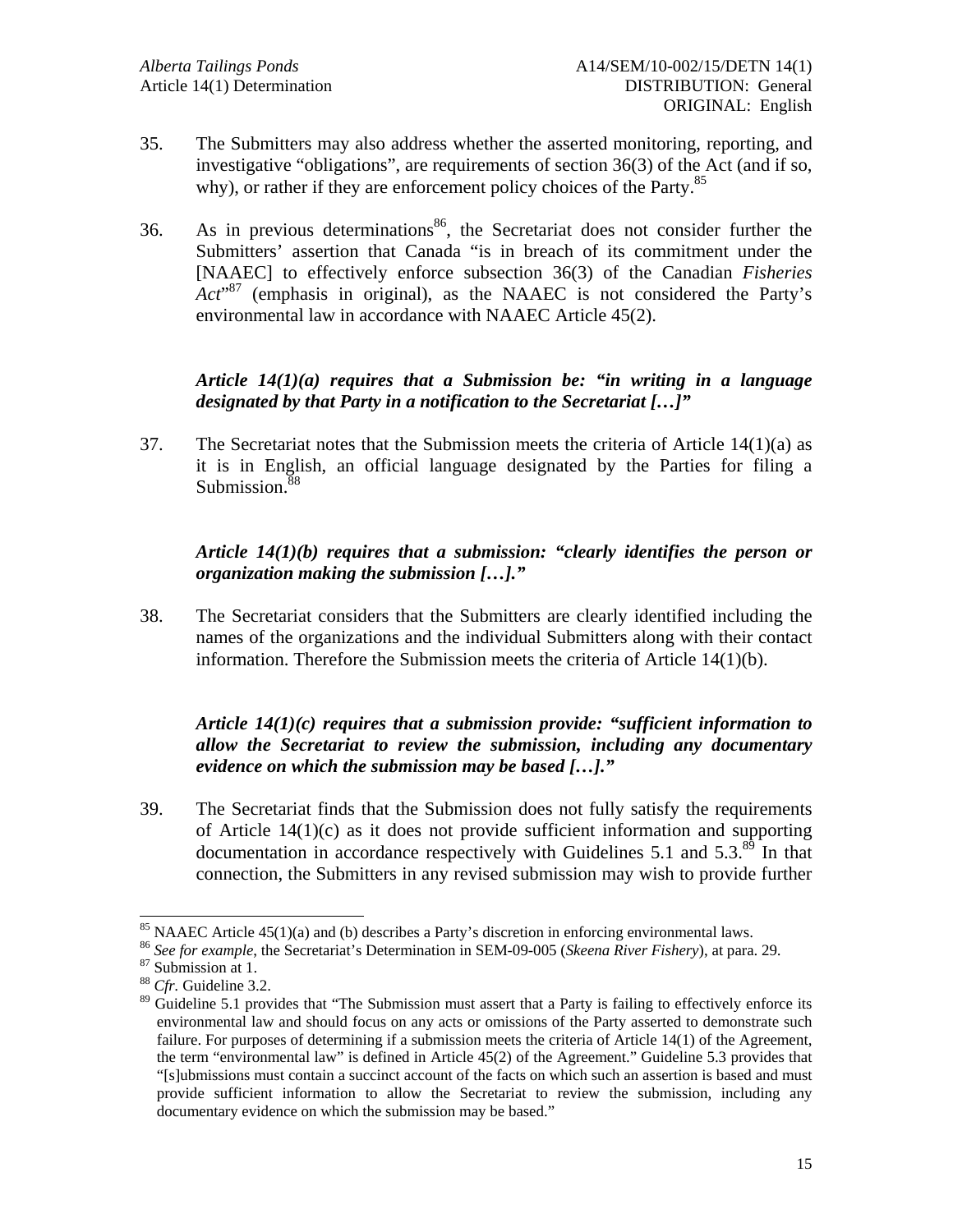35. The Submitters may also address whether the asserted monitoring, reporting, and investigative "obligations", are requirements of section 36(3) of the Act (and if so, why), or rather if they are enforcement policy choices of the Party.[85]

36. As in previous determinations[86], the Secretariat does not consider further the Submitters' assertion that Canada "is in breach of its commitment under the [NAAEC] to effectively enforce subsection 36(3) of the Canadian *Fisheries Act*"[87] (emphasis in original), as the NAAEC is not considered the Party's environmental law in accordance with NAAEC Article 45(2).

***Article 14(1)(a) requires that a Submission be: "in writing in a language designated by that Party in a notification to the Secretariat […]"***

37. The Secretariat notes that the Submission meets the criteria of Article 14(1)(a) as it is in English, an official language designated by the Parties for filing a Submission.[88]

***Article 14(1)(b) requires that a submission: "clearly identifies the person or organization making the submission […]."***

38. The Secretariat considers that the Submitters are clearly identified including the names of the organizations and the individual Submitters along with their contact information. Therefore the Submission meets the criteria of Article 14(1)(b).

***Article 14(1)(c) requires that a submission provide: "sufficient information to allow the Secretariat to review the submission, including any documentary evidence on which the submission may be based […]."***

39. The Secretariat finds that the Submission does not fully satisfy the requirements of Article 14(1)(c) as it does not provide sufficient information and supporting documentation in accordance respectively with Guidelines 5.1 and 5.3.[89] In that connection, the Submitters in any revised submission may wish to provide further

---

[85] NAAEC Article 45(1)(a) and (b) describes a Party's discretion in enforcing environmental laws.

[86] *See for example*, the Secretariat's Determination in SEM-09-005 (*Skeena River Fishery*), at para. 29.

[87] Submission at 1.

[88] *Cfr*. Guideline 3.2.

[89] Guideline 5.1 provides that "The Submission must assert that a Party is failing to effectively enforce its environmental law and should focus on any acts or omissions of the Party asserted to demonstrate such failure. For purposes of determining if a submission meets the criteria of Article 14(1) of the Agreement, the term "environmental law" is defined in Article 45(2) of the Agreement." Guideline 5.3 provides that "[s]ubmissions must contain a succinct account of the facts on which such an assertion is based and must provide sufficient information to allow the Secretariat to review the submission, including any documentary evidence on which the submission may be based."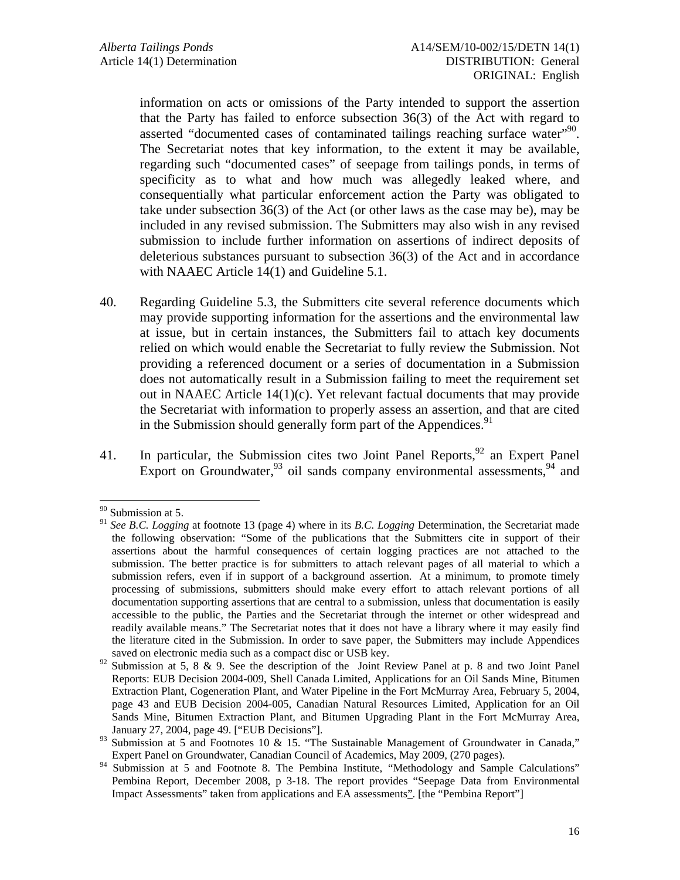information on acts or omissions of the Party intended to support the assertion that the Party has failed to enforce subsection 36(3) of the Act with regard to asserted "documented cases of contaminated tailings reaching surface water"[90]. The Secretariat notes that key information, to the extent it may be available, regarding such "documented cases" of seepage from tailings ponds, in terms of specificity as to what and how much was allegedly leaked where, and consequentially what particular enforcement action the Party was obligated to take under subsection 36(3) of the Act (or other laws as the case may be), may be included in any revised submission. The Submitters may also wish in any revised submission to include further information on assertions of indirect deposits of deleterious substances pursuant to subsection 36(3) of the Act and in accordance with NAAEC Article 14(1) and Guideline 5.1.

40. Regarding Guideline 5.3, the Submitters cite several reference documents which may provide supporting information for the assertions and the environmental law at issue, but in certain instances, the Submitters fail to attach key documents relied on which would enable the Secretariat to fully review the Submission. Not providing a referenced document or a series of documentation in a Submission does not automatically result in a Submission failing to meet the requirement set out in NAAEC Article 14(1)(c). Yet relevant factual documents that may provide the Secretariat with information to properly assess an assertion, and that are cited in the Submission should generally form part of the Appendices.[91]

41. In particular, the Submission cites two Joint Panel Reports,[92] an Expert Panel Export on Groundwater,[93] oil sands company environmental assessments,[94] and

---

[90] Submission at 5.

[91] *See B.C. Logging* at footnote 13 (page 4) where in its *B.C. Logging* Determination, the Secretariat made the following observation: "Some of the publications that the Submitters cite in support of their assertions about the harmful consequences of certain logging practices are not attached to the submission. The better practice is for submitters to attach relevant pages of all material to which a submission refers, even if in support of a background assertion. At a minimum, to promote timely processing of submissions, submitters should make every effort to attach relevant portions of all documentation supporting assertions that are central to a submission, unless that documentation is easily accessible to the public, the Parties and the Secretariat through the internet or other widespread and readily available means." The Secretariat notes that it does not have a library where it may easily find the literature cited in the Submission. In order to save paper, the Submitters may include Appendices saved on electronic media such as a compact disc or USB key.

[92] Submission at 5, 8 & 9. See the description of the Joint Review Panel at p. 8 and two Joint Panel Reports: EUB Decision 2004-009, Shell Canada Limited, Applications for an Oil Sands Mine, Bitumen Extraction Plant, Cogeneration Plant, and Water Pipeline in the Fort McMurray Area, February 5, 2004, page 43 and EUB Decision 2004-005, Canadian Natural Resources Limited, Application for an Oil Sands Mine, Bitumen Extraction Plant, and Bitumen Upgrading Plant in the Fort McMurray Area, January 27, 2004, page 49. ["EUB Decisions"].

[93] Submission at 5 and Footnotes 10 & 15. "The Sustainable Management of Groundwater in Canada," Expert Panel on Groundwater, Canadian Council of Academics, May 2009, (270 pages).

[94] Submission at 5 and Footnote 8. The Pembina Institute, "Methodology and Sample Calculations" Pembina Report, December 2008, p 3-18. The report provides "Seepage Data from Environmental Impact Assessments" taken from applications and EA assessments". [the "Pembina Report"]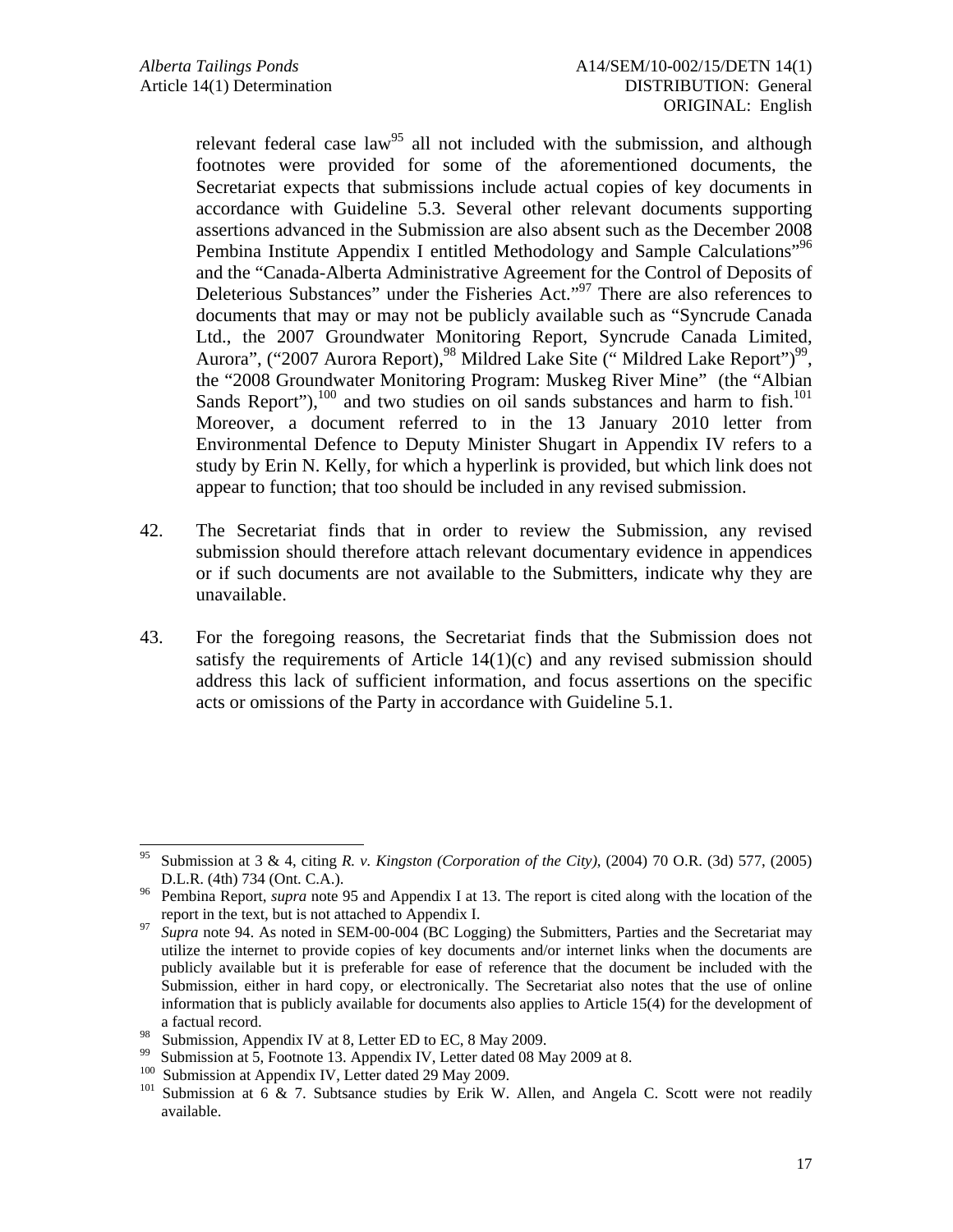relevant federal case law[95] all not included with the submission, and although footnotes were provided for some of the aforementioned documents, the Secretariat expects that submissions include actual copies of key documents in accordance with Guideline 5.3. Several other relevant documents supporting assertions advanced in the Submission are also absent such as the December 2008 Pembina Institute Appendix I entitled Methodology and Sample Calculations"[96] and the "Canada-Alberta Administrative Agreement for the Control of Deposits of Deleterious Substances" under the Fisheries Act."[97] There are also references to documents that may or may not be publicly available such as "Syncrude Canada Ltd., the 2007 Groundwater Monitoring Report, Syncrude Canada Limited, Aurora", ("2007 Aurora Report),[98] Mildred Lake Site (" Mildred Lake Report")[99], the "2008 Groundwater Monitoring Program: Muskeg River Mine" (the "Albian Sands Report"),[100] and two studies on oil sands substances and harm to fish.[101] Moreover, a document referred to in the 13 January 2010 letter from Environmental Defence to Deputy Minister Shugart in Appendix IV refers to a study by Erin N. Kelly, for which a hyperlink is provided, but which link does not appear to function; that too should be included in any revised submission.

42. The Secretariat finds that in order to review the Submission, any revised submission should therefore attach relevant documentary evidence in appendices or if such documents are not available to the Submitters, indicate why they are unavailable.

43. For the foregoing reasons, the Secretariat finds that the Submission does not satisfy the requirements of Article 14(1)(c) and any revised submission should address this lack of sufficient information, and focus assertions on the specific acts or omissions of the Party in accordance with Guideline 5.1.

---

[95] Submission at 3 & 4, citing *R. v. Kingston (Corporation of the City)*, (2004) 70 O.R. (3d) 577, (2005) D.L.R. (4th) 734 (Ont. C.A.).

[96] Pembina Report, *supra* note 95 and Appendix I at 13. The report is cited along with the location of the report in the text, but is not attached to Appendix I.

[97] *Supra* note 94. As noted in SEM-00-004 (BC Logging) the Submitters, Parties and the Secretariat may utilize the internet to provide copies of key documents and/or internet links when the documents are publicly available but it is preferable for ease of reference that the document be included with the Submission, either in hard copy, or electronically. The Secretariat also notes that the use of online information that is publicly available for documents also applies to Article 15(4) for the development of a factual record.

[98] Submission, Appendix IV at 8, Letter ED to EC, 8 May 2009.

[99] Submission at 5, Footnote 13. Appendix IV, Letter dated 08 May 2009 at 8.

[100] Submission at Appendix IV, Letter dated 29 May 2009.

[101] Submission at 6 & 7. Subtsance studies by Erik W. Allen, and Angela C. Scott were not readily available.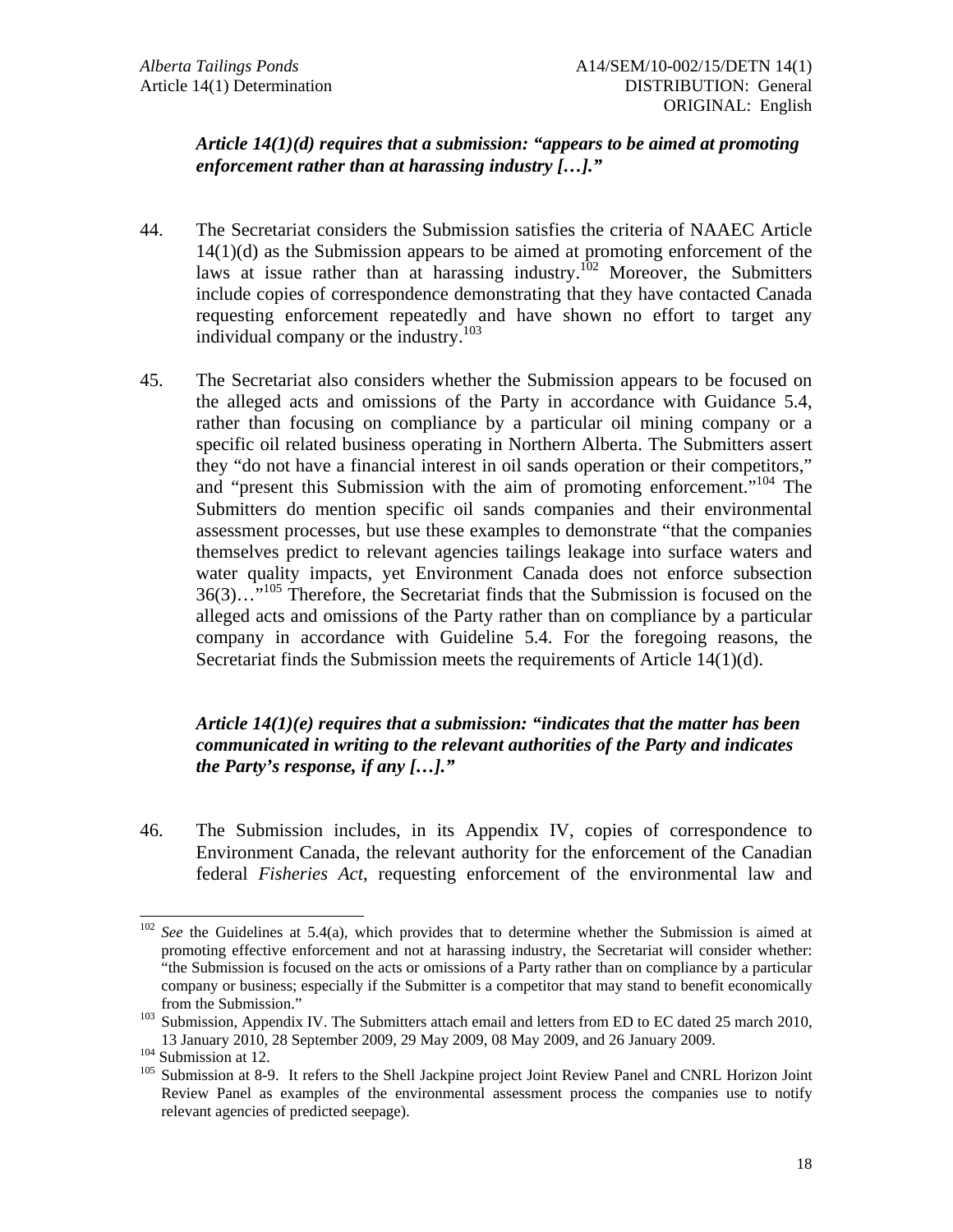***Article 14(1)(d) requires that a submission: "appears to be aimed at promoting enforcement rather than at harassing industry […]."***

44. The Secretariat considers the Submission satisfies the criteria of NAAEC Article 14(1)(d) as the Submission appears to be aimed at promoting enforcement of the laws at issue rather than at harassing industry.[102] Moreover, the Submitters include copies of correspondence demonstrating that they have contacted Canada requesting enforcement repeatedly and have shown no effort to target any individual company or the industry.[103]

45. The Secretariat also considers whether the Submission appears to be focused on the alleged acts and omissions of the Party in accordance with Guidance 5.4, rather than focusing on compliance by a particular oil mining company or a specific oil related business operating in Northern Alberta. The Submitters assert they "do not have a financial interest in oil sands operation or their competitors," and "present this Submission with the aim of promoting enforcement."[104] The Submitters do mention specific oil sands companies and their environmental assessment processes, but use these examples to demonstrate "that the companies themselves predict to relevant agencies tailings leakage into surface waters and water quality impacts, yet Environment Canada does not enforce subsection 36(3)…"[105] Therefore, the Secretariat finds that the Submission is focused on the alleged acts and omissions of the Party rather than on compliance by a particular company in accordance with Guideline 5.4. For the foregoing reasons, the Secretariat finds the Submission meets the requirements of Article 14(1)(d).

***Article 14(1)(e) requires that a submission: "indicates that the matter has been communicated in writing to the relevant authorities of the Party and indicates the Party's response, if any […]."***

46. The Submission includes, in its Appendix IV, copies of correspondence to Environment Canada, the relevant authority for the enforcement of the Canadian federal *Fisheries Act*, requesting enforcement of the environmental law and

---

[102] *See* the Guidelines at 5.4(a), which provides that to determine whether the Submission is aimed at promoting effective enforcement and not at harassing industry, the Secretariat will consider whether: "the Submission is focused on the acts or omissions of a Party rather than on compliance by a particular company or business; especially if the Submitter is a competitor that may stand to benefit economically from the Submission."

[103] Submission, Appendix IV. The Submitters attach email and letters from ED to EC dated 25 march 2010, 13 January 2010, 28 September 2009, 29 May 2009, 08 May 2009, and 26 January 2009.

[104] Submission at 12.

[105] Submission at 8-9. It refers to the Shell Jackpine project Joint Review Panel and CNRL Horizon Joint Review Panel as examples of the environmental assessment process the companies use to notify relevant agencies of predicted seepage).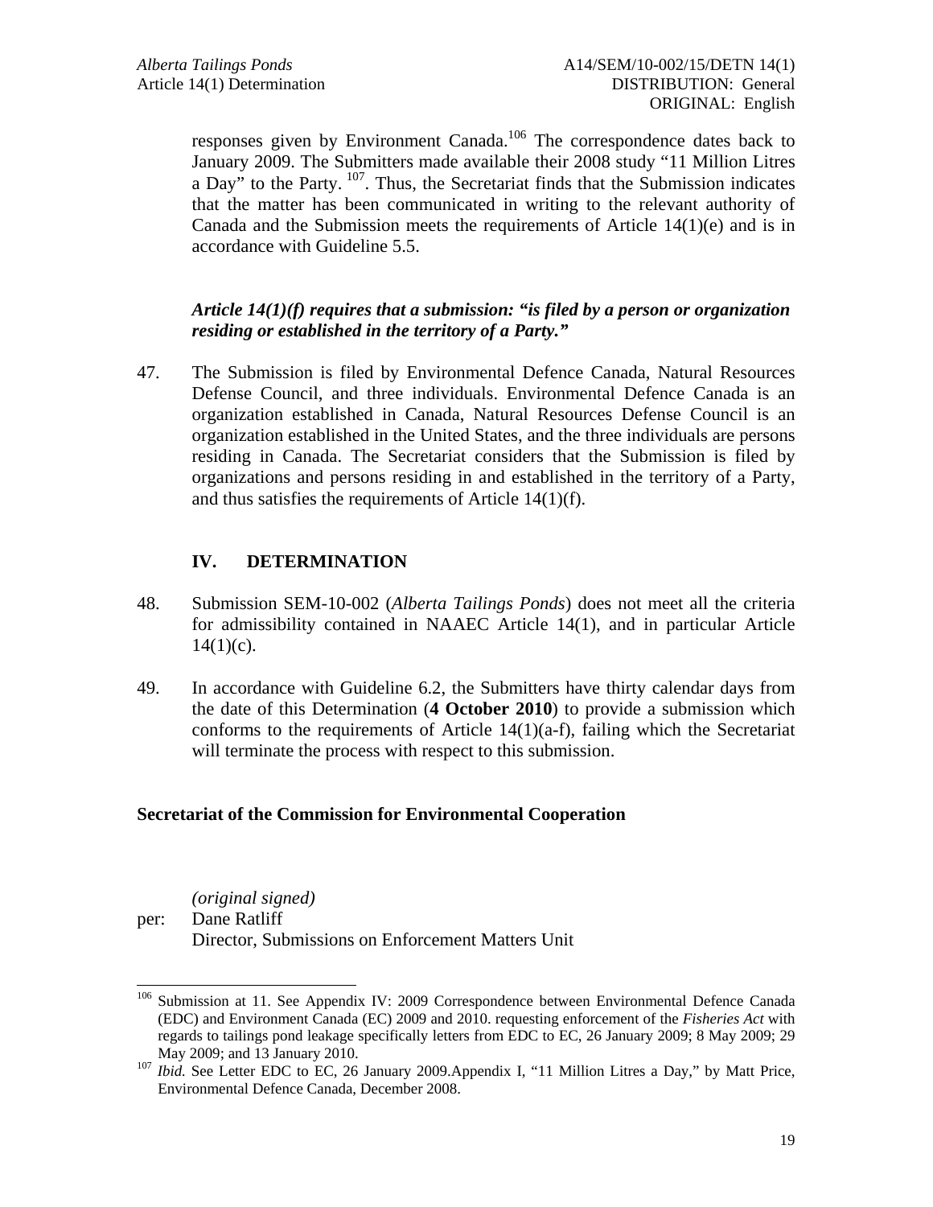responses given by Environment Canada.[106] The correspondence dates back to January 2009. The Submitters made available their 2008 study "11 Million Litres a Day" to the Party. [107]. Thus, the Secretariat finds that the Submission indicates that the matter has been communicated in writing to the relevant authority of Canada and the Submission meets the requirements of Article 14(1)(e) and is in accordance with Guideline 5.5.

***Article 14(1)(f) requires that a submission: "is filed by a person or organization residing or established in the territory of a Party."***

47. The Submission is filed by Environmental Defence Canada, Natural Resources Defense Council, and three individuals. Environmental Defence Canada is an organization established in Canada, Natural Resources Defense Council is an organization established in the United States, and the three individuals are persons residing in Canada. The Secretariat considers that the Submission is filed by organizations and persons residing in and established in the territory of a Party, and thus satisfies the requirements of Article 14(1)(f).

## IV. DETERMINATION

48. Submission SEM-10-002 (*Alberta Tailings Ponds*) does not meet all the criteria for admissibility contained in NAAEC Article 14(1), and in particular Article 14(1)(c).

49. In accordance with Guideline 6.2, the Submitters have thirty calendar days from the date of this Determination (**4 October 2010**) to provide a submission which conforms to the requirements of Article 14(1)(a-f), failing which the Secretariat will terminate the process with respect to this submission.

**Secretariat of the Commission for Environmental Cooperation**

*(original signed)*
per: Dane Ratliff
Director, Submissions on Enforcement Matters Unit

---

[106] Submission at 11. See Appendix IV: 2009 Correspondence between Environmental Defence Canada (EDC) and Environment Canada (EC) 2009 and 2010. requesting enforcement of the *Fisheries Act* with regards to tailings pond leakage specifically letters from EDC to EC, 26 January 2009; 8 May 2009; 29 May 2009; and 13 January 2010.

[107] *Ibid.* See Letter EDC to EC, 26 January 2009.Appendix I, "11 Million Litres a Day," by Matt Price, Environmental Defence Canada, December 2008.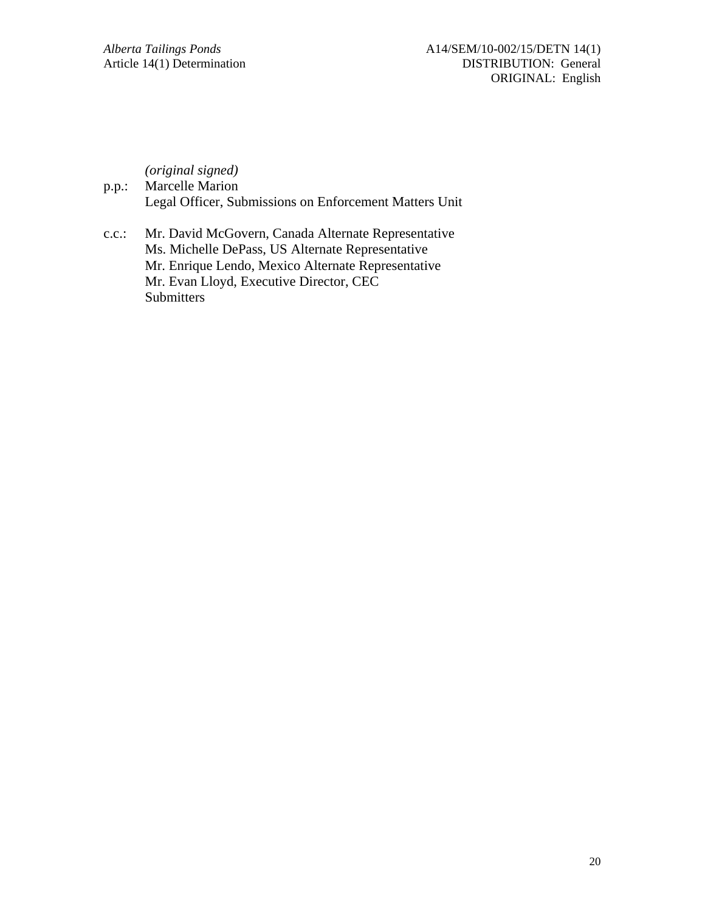*(original signed)*

p.p.: Marcelle Marion
Legal Officer, Submissions on Enforcement Matters Unit

c.c.: Mr. David McGovern, Canada Alternate Representative
Ms. Michelle DePass, US Alternate Representative
Mr. Enrique Lendo, Mexico Alternate Representative
Mr. Evan Lloyd, Executive Director, CEC
Submitters